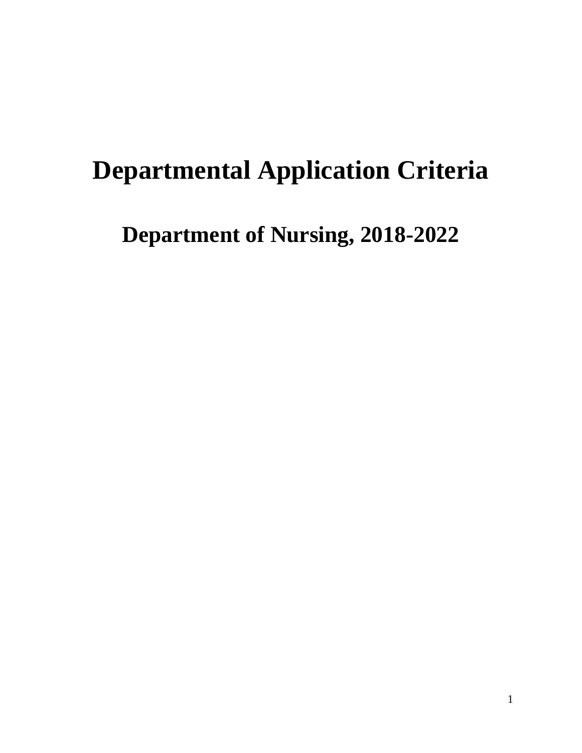# Departmental Application Criteria

## Department of Nursing, 2018-2022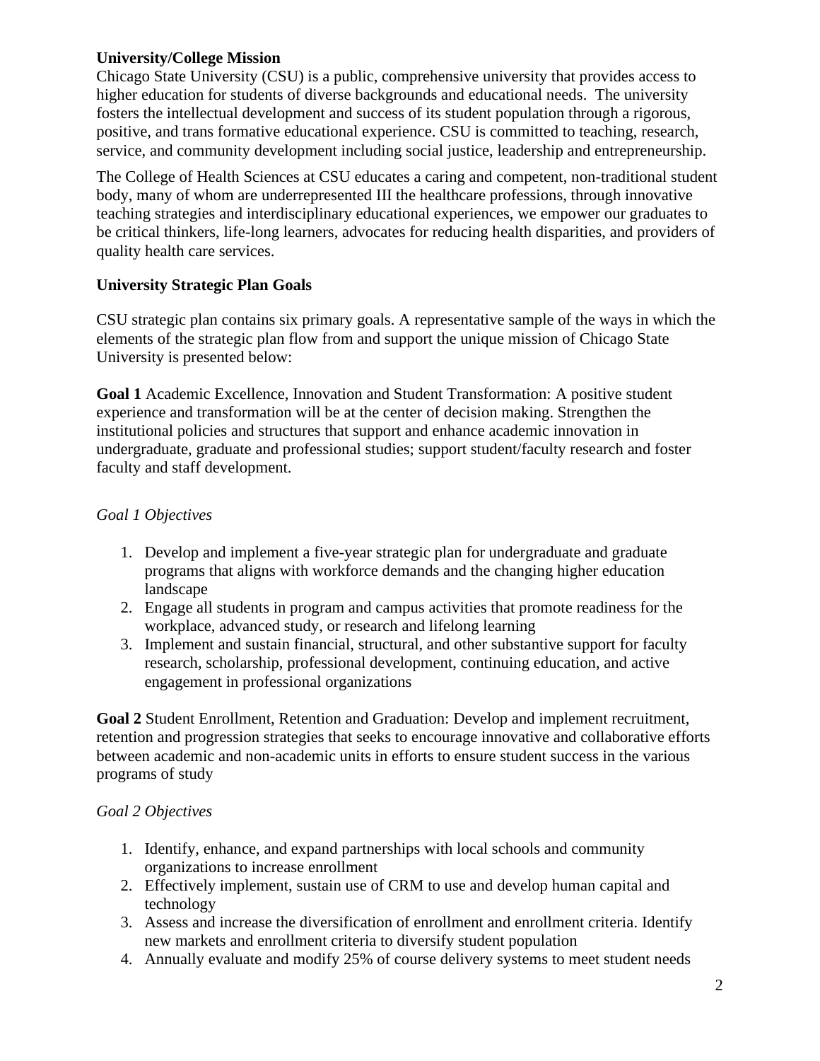**University/College Mission**

Chicago State University (CSU) is a public, comprehensive university that provides access to higher education for students of diverse backgrounds and educational needs. The university fosters the intellectual development and success of its student population through a rigorous, positive, and trans formative educational experience. CSU is committed to teaching, research, service, and community development including social justice, leadership and entrepreneurship.

The College of Health Sciences at CSU educates a caring and competent, non-traditional student body, many of whom are underrepresented III the healthcare professions, through innovative teaching strategies and interdisciplinary educational experiences, we empower our graduates to be critical thinkers, life-long learners, advocates for reducing health disparities, and providers of quality health care services.

**University Strategic Plan Goals**

CSU strategic plan contains six primary goals. A representative sample of the ways in which the elements of the strategic plan flow from and support the unique mission of Chicago State University is presented below:

**Goal 1** Academic Excellence, Innovation and Student Transformation: A positive student experience and transformation will be at the center of decision making. Strengthen the institutional policies and structures that support and enhance academic innovation in undergraduate, graduate and professional studies; support student/faculty research and foster faculty and staff development.

*Goal 1 Objectives*

1. Develop and implement a five-year strategic plan for undergraduate and graduate programs that aligns with workforce demands and the changing higher education landscape
2. Engage all students in program and campus activities that promote readiness for the workplace, advanced study, or research and lifelong learning
3. Implement and sustain financial, structural, and other substantive support for faculty research, scholarship, professional development, continuing education, and active engagement in professional organizations

**Goal 2** Student Enrollment, Retention and Graduation: Develop and implement recruitment, retention and progression strategies that seeks to encourage innovative and collaborative efforts between academic and non-academic units in efforts to ensure student success in the various programs of study

*Goal 2 Objectives*

1. Identify, enhance, and expand partnerships with local schools and community organizations to increase enrollment
2. Effectively implement, sustain use of CRM to use and develop human capital and technology
3. Assess and increase the diversification of enrollment and enrollment criteria. Identify new markets and enrollment criteria to diversify student population
4. Annually evaluate and modify 25% of course delivery systems to meet student needs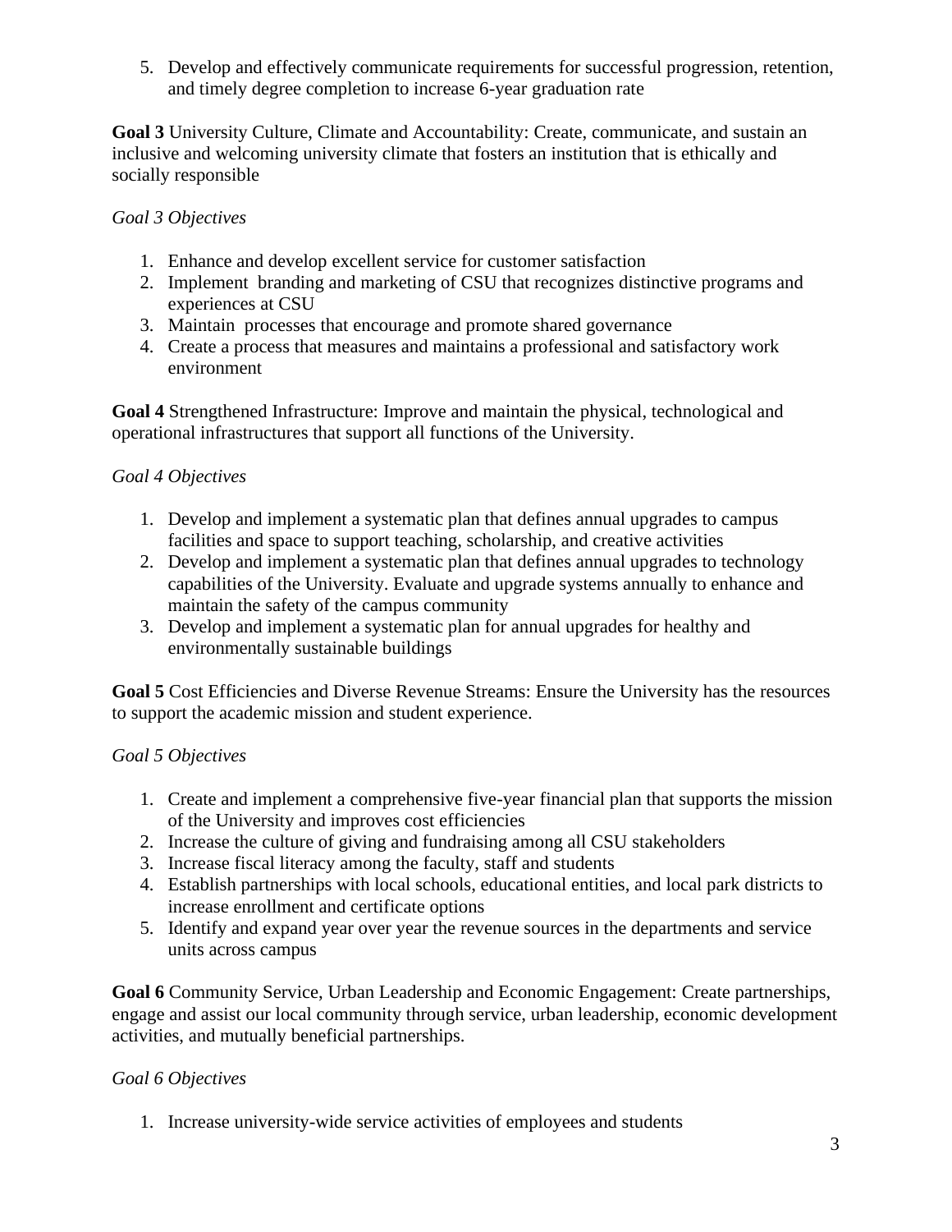5. Develop and effectively communicate requirements for successful progression, retention, and timely degree completion to increase 6-year graduation rate

**Goal 3** University Culture, Climate and Accountability: Create, communicate, and sustain an inclusive and welcoming university climate that fosters an institution that is ethically and socially responsible

*Goal 3 Objectives*

1. Enhance and develop excellent service for customer satisfaction
2. Implement branding and marketing of CSU that recognizes distinctive programs and experiences at CSU
3. Maintain processes that encourage and promote shared governance
4. Create a process that measures and maintains a professional and satisfactory work environment

**Goal 4** Strengthened Infrastructure: Improve and maintain the physical, technological and operational infrastructures that support all functions of the University.

*Goal 4 Objectives*

1. Develop and implement a systematic plan that defines annual upgrades to campus facilities and space to support teaching, scholarship, and creative activities
2. Develop and implement a systematic plan that defines annual upgrades to technology capabilities of the University. Evaluate and upgrade systems annually to enhance and maintain the safety of the campus community
3. Develop and implement a systematic plan for annual upgrades for healthy and environmentally sustainable buildings

**Goal 5** Cost Efficiencies and Diverse Revenue Streams: Ensure the University has the resources to support the academic mission and student experience.

*Goal 5 Objectives*

1. Create and implement a comprehensive five-year financial plan that supports the mission of the University and improves cost efficiencies
2. Increase the culture of giving and fundraising among all CSU stakeholders
3. Increase fiscal literacy among the faculty, staff and students
4. Establish partnerships with local schools, educational entities, and local park districts to increase enrollment and certificate options
5. Identify and expand year over year the revenue sources in the departments and service units across campus

**Goal 6** Community Service, Urban Leadership and Economic Engagement: Create partnerships, engage and assist our local community through service, urban leadership, economic development activities, and mutually beneficial partnerships.

*Goal 6 Objectives*

1. Increase university-wide service activities of employees and students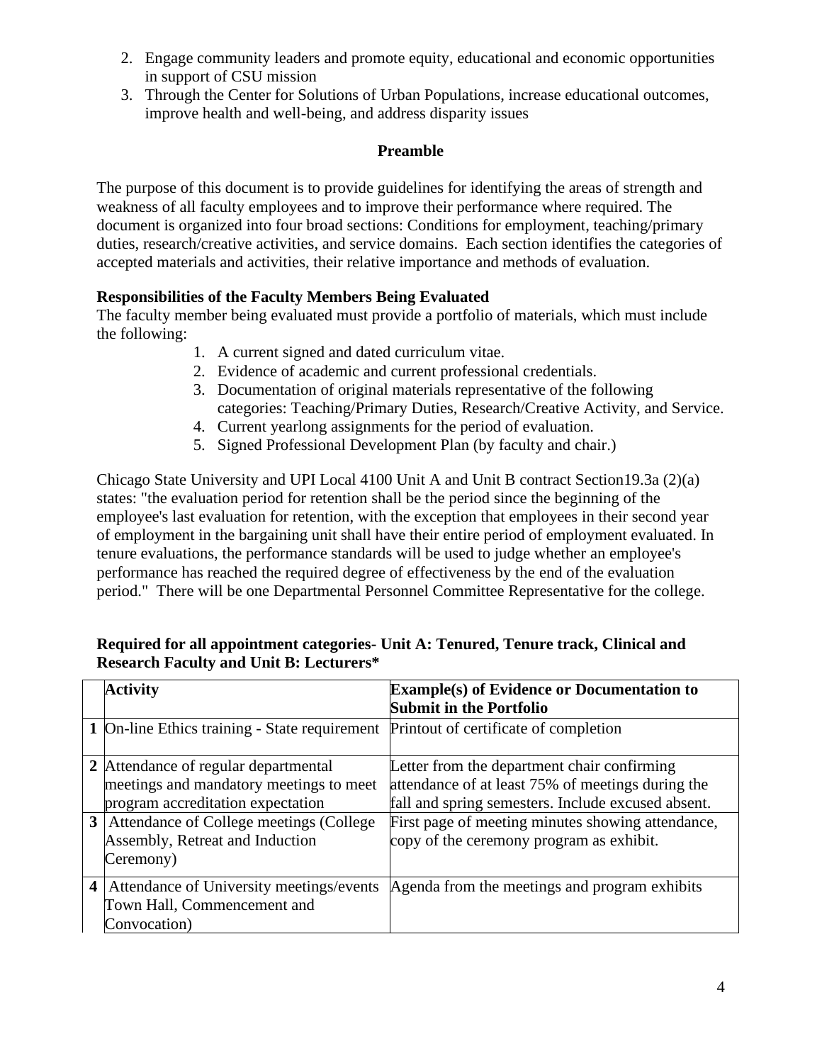2. Engage community leaders and promote equity, educational and economic opportunities in support of CSU mission
3. Through the Center for Solutions of Urban Populations, increase educational outcomes, improve health and well-being, and address disparity issues

**Preamble**

The purpose of this document is to provide guidelines for identifying the areas of strength and weakness of all faculty employees and to improve their performance where required. The document is organized into four broad sections: Conditions for employment, teaching/primary duties, research/creative activities, and service domains. Each section identifies the categories of accepted materials and activities, their relative importance and methods of evaluation.

**Responsibilities of the Faculty Members Being Evaluated**

The faculty member being evaluated must provide a portfolio of materials, which must include the following:

1. A current signed and dated curriculum vitae.
2. Evidence of academic and current professional credentials.
3. Documentation of original materials representative of the following categories: Teaching/Primary Duties, Research/Creative Activity, and Service.
4. Current yearlong assignments for the period of evaluation.
5. Signed Professional Development Plan (by faculty and chair.)

Chicago State University and UPI Local 4100 Unit A and Unit B contract Section19.3a (2)(a) states: "the evaluation period for retention shall be the period since the beginning of the employee's last evaluation for retention, with the exception that employees in their second year of employment in the bargaining unit shall have their entire period of employment evaluated. In tenure evaluations, the performance standards will be used to judge whether an employee's performance has reached the required degree of effectiveness by the end of the evaluation period." There will be one Departmental Personnel Committee Representative for the college.

**Required for all appointment categories- Unit A: Tenured, Tenure track, Clinical and Research Faculty and Unit B: Lecturers***

| | **Activity** | **Example(s) of Evidence or Documentation to Submit in the Portfolio** |
|---|---|---|
| **1** | On-line Ethics training - State requirement | Printout of certificate of completion |
| **2** | Attendance of regular departmental meetings and mandatory meetings to meet program accreditation expectation | Letter from the department chair confirming attendance of at least 75% of meetings during the fall and spring semesters. Include excused absent. |
| **3** | Attendance of College meetings (College Assembly, Retreat and Induction Ceremony) | First page of meeting minutes showing attendance, copy of the ceremony program as exhibit. |
| **4** | Attendance of University meetings/events Town Hall, Commencement and Convocation) | Agenda from the meetings and program exhibits |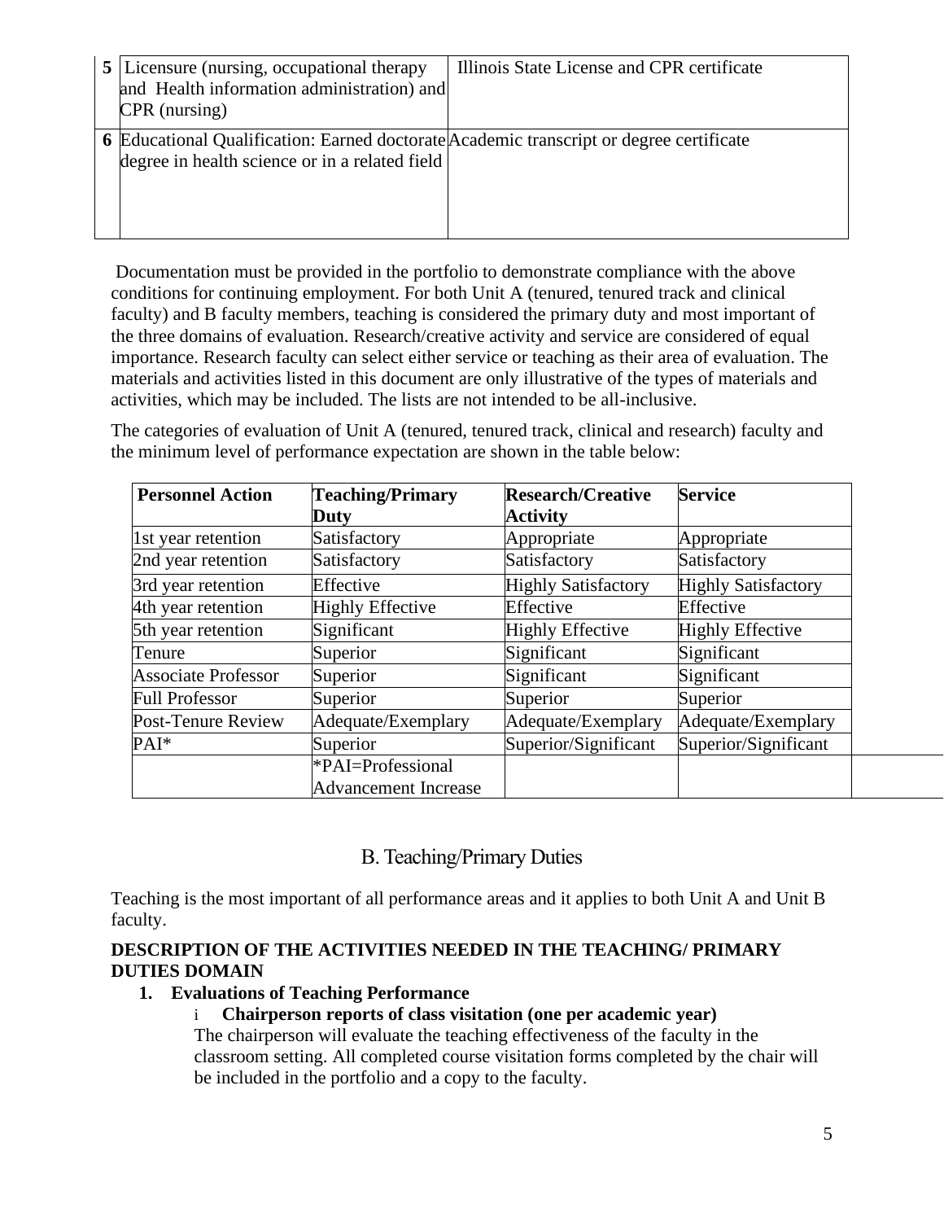| | | |
|---|---|---|
| **5** | Licensure (nursing, occupational therapy and Health information administration) and CPR (nursing) | Illinois State License and CPR certificate |
| **6** | Educational Qualification: Earned doctorate degree in health science or in a related field | Academic transcript or degree certificate |

Documentation must be provided in the portfolio to demonstrate compliance with the above conditions for continuing employment. For both Unit A (tenured, tenured track and clinical faculty) and B faculty members, teaching is considered the primary duty and most important of the three domains of evaluation. Research/creative activity and service are considered of equal importance. Research faculty can select either service or teaching as their area of evaluation. The materials and activities listed in this document are only illustrative of the types of materials and activities, which may be included. The lists are not intended to be all-inclusive.

The categories of evaluation of Unit A (tenured, tenured track, clinical and research) faculty and the minimum level of performance expectation are shown in the table below:

| **Personnel Action** | **Teaching/Primary Duty** | **Research/Creative Activity** | **Service** |
|---|---|---|---|
| 1st year retention | Satisfactory | Appropriate | Appropriate |
| 2nd year retention | Satisfactory | Satisfactory | Satisfactory |
| 3rd year retention | Effective | Highly Satisfactory | Highly Satisfactory |
| 4th year retention | Highly Effective | Effective | Effective |
| 5th year retention | Significant | Highly Effective | Highly Effective |
| Tenure | Superior | Significant | Significant |
| Associate Professor | Superior | Significant | Significant |
| Full Professor | Superior | Superior | Superior |
| Post-Tenure Review | Adequate/Exemplary | Adequate/Exemplary | Adequate/Exemplary |
| PAI* | Superior | Superior/Significant | Superior/Significant |
| | *PAI=Professional Advancement Increase | | |

## B. Teaching/Primary Duties

Teaching is the most important of all performance areas and it applies to both Unit A and Unit B faculty.

**DESCRIPTION OF THE ACTIVITIES NEEDED IN THE TEACHING/ PRIMARY DUTIES DOMAIN**

1. **Evaluations of Teaching Performance**
   i **Chairperson reports of class visitation (one per academic year)**
   The chairperson will evaluate the teaching effectiveness of the faculty in the classroom setting. All completed course visitation forms completed by the chair will be included in the portfolio and a copy to the faculty.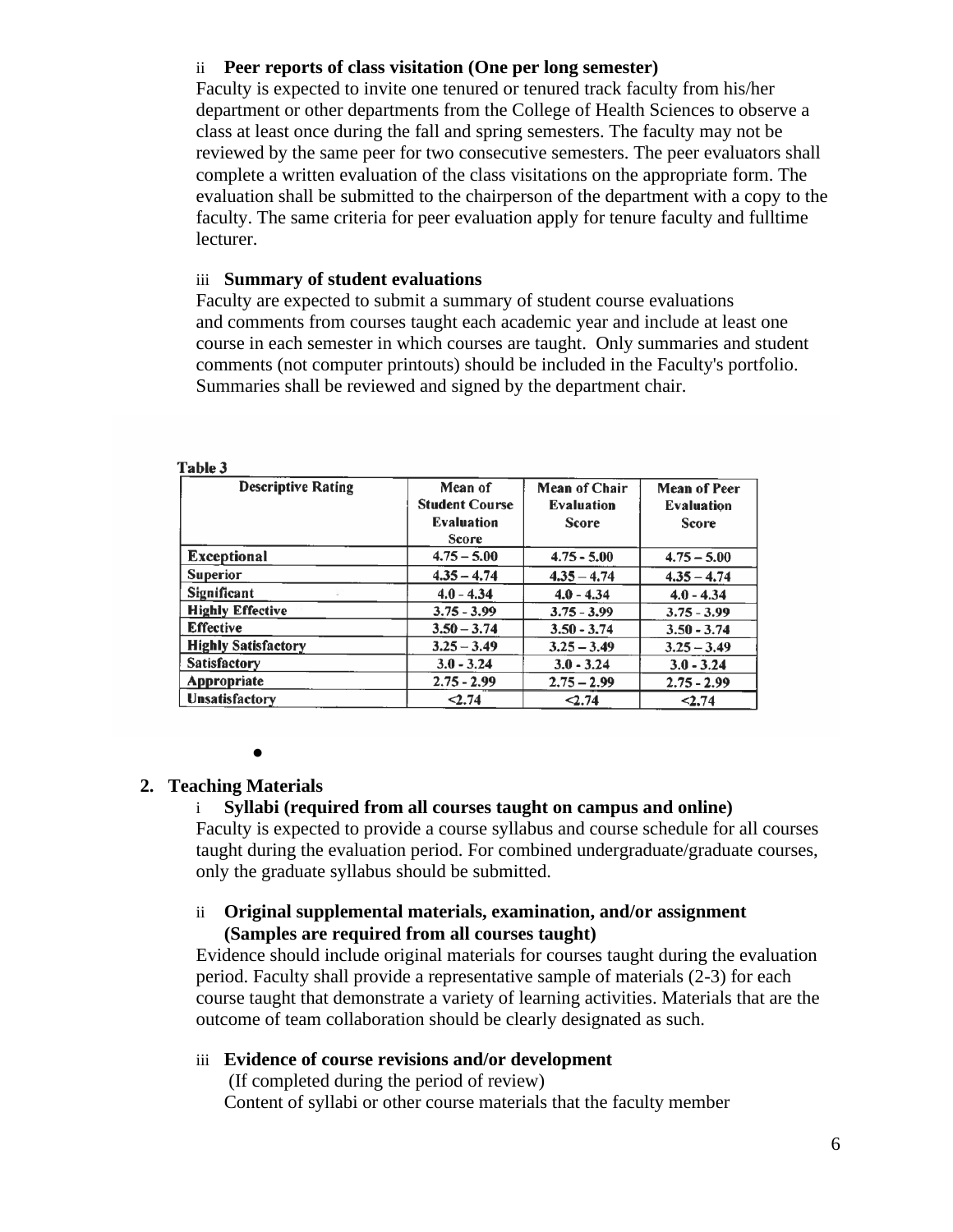ii **Peer reports of class visitation (One per long semester)**

Faculty is expected to invite one tenured or tenured track faculty from his/her department or other departments from the College of Health Sciences to observe a class at least once during the fall and spring semesters. The faculty may not be reviewed by the same peer for two consecutive semesters. The peer evaluators shall complete a written evaluation of the class visitations on the appropriate form. The evaluation shall be submitted to the chairperson of the department with a copy to the faculty. The same criteria for peer evaluation apply for tenure faculty and fulltime lecturer.

iii **Summary of student evaluations**

Faculty are expected to submit a summary of student course evaluations and comments from courses taught each academic year and include at least one course in each semester in which courses are taught. Only summaries and student comments (not computer printouts) should be included in the Faculty's portfolio. Summaries shall be reviewed and signed by the department chair.

**Table 3**

| Descriptive Rating | Mean of Student Course Evaluation Score | Mean of Chair Evaluation Score | Mean of Peer Evaluation Score |
|---|---|---|---|
| Exceptional | 4.75 – 5.00 | 4.75 - 5.00 | 4.75 – 5.00 |
| Superior | 4.35 – 4.74 | 4.35 – 4.74 | 4.35 – 4.74 |
| Significant | 4.0 - 4.34 | 4.0 - 4.34 | 4.0 - 4.34 |
| Highly Effective | 3.75 - 3.99 | 3.75 - 3.99 | 3.75 - 3.99 |
| Effective | 3.50 – 3.74 | 3.50 - 3.74 | 3.50 - 3.74 |
| Highly Satisfactory | 3.25 – 3.49 | 3.25 – 3.49 | 3.25 – 3.49 |
| Satisfactory | 3.0 - 3.24 | 3.0 - 3.24 | 3.0 - 3.24 |
| Appropriate | 2.75 - 2.99 | 2.75 – 2.99 | 2.75 - 2.99 |
| Unsatisfactory | <2.74 | <2.74 | <2.74 |

2. **Teaching Materials**

i **Syllabi (required from all courses taught on campus and online)**

Faculty is expected to provide a course syllabus and course schedule for all courses taught during the evaluation period. For combined undergraduate/graduate courses, only the graduate syllabus should be submitted.

ii **Original supplemental materials, examination, and/or assignment (Samples are required from all courses taught)**

Evidence should include original materials for courses taught during the evaluation period. Faculty shall provide a representative sample of materials (2-3) for each course taught that demonstrate a variety of learning activities. Materials that are the outcome of team collaboration should be clearly designated as such.

iii **Evidence of course revisions and/or development**

(If completed during the period of review)

Content of syllabi or other course materials that the faculty member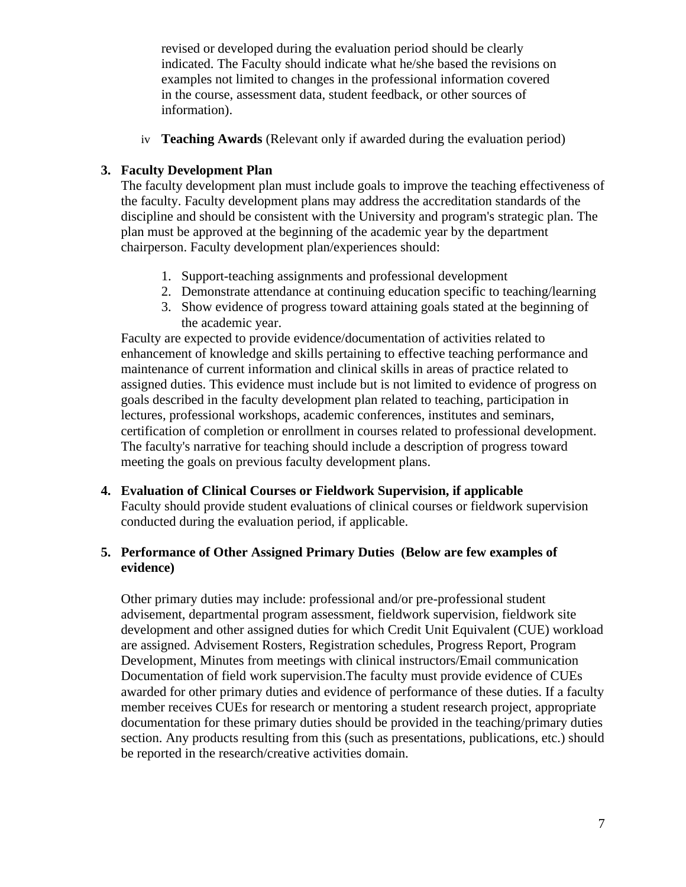revised or developed during the evaluation period should be clearly indicated. The Faculty should indicate what he/she based the revisions on examples not limited to changes in the professional information covered in the course, assessment data, student feedback, or other sources of information).

iv **Teaching Awards** (Relevant only if awarded during the evaluation period)

**3. Faculty Development Plan**

The faculty development plan must include goals to improve the teaching effectiveness of the faculty. Faculty development plans may address the accreditation standards of the discipline and should be consistent with the University and program's strategic plan. The plan must be approved at the beginning of the academic year by the department chairperson. Faculty development plan/experiences should:

1. Support-teaching assignments and professional development
2. Demonstrate attendance at continuing education specific to teaching/learning
3. Show evidence of progress toward attaining goals stated at the beginning of the academic year.

Faculty are expected to provide evidence/documentation of activities related to enhancement of knowledge and skills pertaining to effective teaching performance and maintenance of current information and clinical skills in areas of practice related to assigned duties. This evidence must include but is not limited to evidence of progress on goals described in the faculty development plan related to teaching, participation in lectures, professional workshops, academic conferences, institutes and seminars, certification of completion or enrollment in courses related to professional development. The faculty's narrative for teaching should include a description of progress toward meeting the goals on previous faculty development plans.

**4. Evaluation of Clinical Courses or Fieldwork Supervision, if applicable**

Faculty should provide student evaluations of clinical courses or fieldwork supervision conducted during the evaluation period, if applicable.

**5. Performance of Other Assigned Primary Duties (Below are few examples of evidence)**

Other primary duties may include: professional and/or pre-professional student advisement, departmental program assessment, fieldwork supervision, fieldwork site development and other assigned duties for which Credit Unit Equivalent (CUE) workload are assigned. Advisement Rosters, Registration schedules, Progress Report, Program Development, Minutes from meetings with clinical instructors/Email communication Documentation of field work supervision.The faculty must provide evidence of CUEs awarded for other primary duties and evidence of performance of these duties. If a faculty member receives CUEs for research or mentoring a student research project, appropriate documentation for these primary duties should be provided in the teaching/primary duties section. Any products resulting from this (such as presentations, publications, etc.) should be reported in the research/creative activities domain.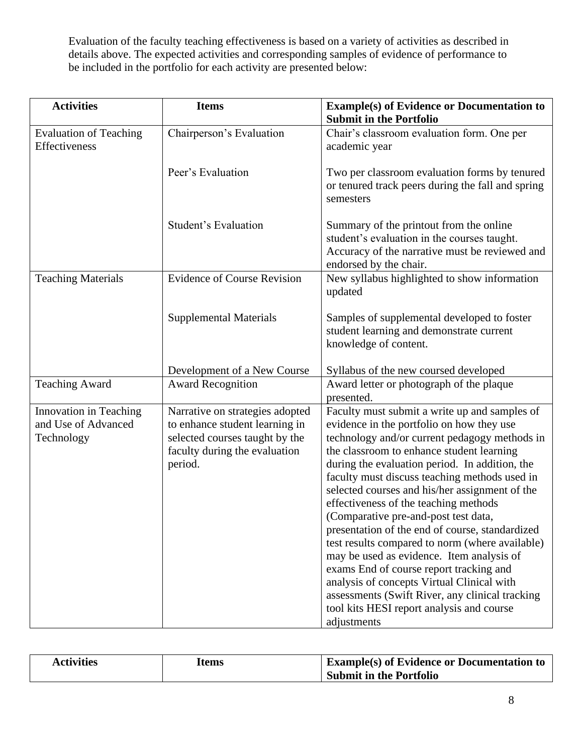Evaluation of the faculty teaching effectiveness is based on a variety of activities as described in details above. The expected activities and corresponding samples of evidence of performance to be included in the portfolio for each activity are presented below:

| Activities | Items | Example(s) of Evidence or Documentation to Submit in the Portfolio |
|---|---|---|
| Evaluation of Teaching Effectiveness | Chairperson's Evaluation | Chair's classroom evaluation form. One per academic year |
| | Peer's Evaluation | Two per classroom evaluation forms by tenured or tenured track peers during the fall and spring semesters |
| | Student's Evaluation | Summary of the printout from the online student's evaluation in the courses taught. Accuracy of the narrative must be reviewed and endorsed by the chair. |
| Teaching Materials | Evidence of Course Revision | New syllabus highlighted to show information updated |
| | Supplemental Materials | Samples of supplemental developed to foster student learning and demonstrate current knowledge of content. |
| | Development of a New Course | Syllabus of the new coursed developed |
| Teaching Award | Award Recognition | Award letter or photograph of the plaque presented. |
| Innovation in Teaching and Use of Advanced Technology | Narrative on strategies adopted to enhance student learning in selected courses taught by the faculty during the evaluation period. | Faculty must submit a write up and samples of evidence in the portfolio on how they use technology and/or current pedagogy methods in the classroom to enhance student learning during the evaluation period. In addition, the faculty must discuss teaching methods used in selected courses and his/her assignment of the effectiveness of the teaching methods (Comparative pre-and-post test data, presentation of the end of course, standardized test results compared to norm (where available) may be used as evidence. Item analysis of exams End of course report tracking and analysis of concepts Virtual Clinical with assessments (Swift River, any clinical tracking tool kits HESI report analysis and course adjustments |

| Activities | Items | Example(s) of Evidence or Documentation to Submit in the Portfolio |
|---|---|---|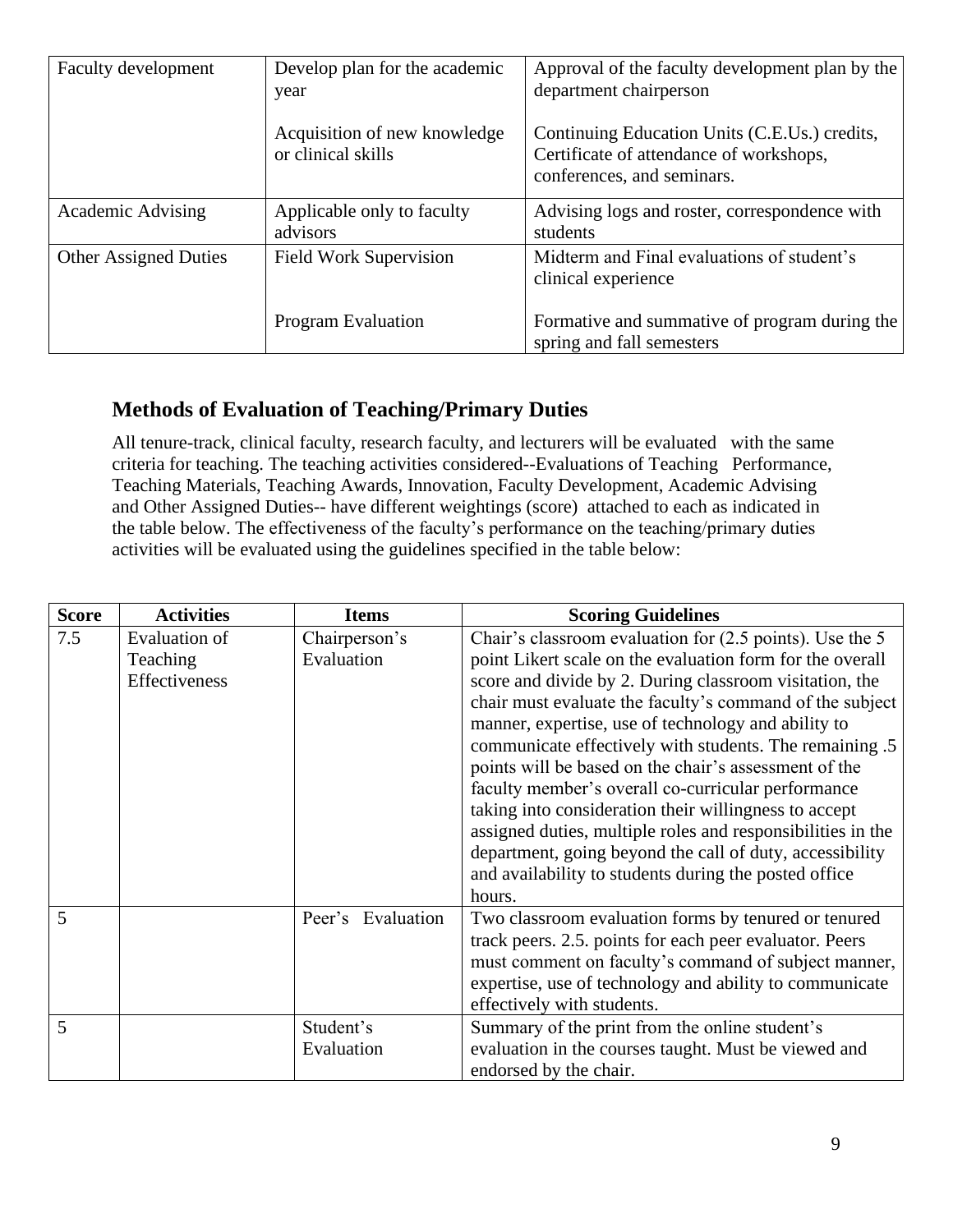| Faculty development | Develop plan for the academic year<br><br>Acquisition of new knowledge or clinical skills | Approval of the faculty development plan by the department chairperson<br><br>Continuing Education Units (C.E.Us.) credits, Certificate of attendance of workshops, conferences, and seminars. |
|---|---|---|
| Academic Advising | Applicable only to faculty advisors | Advising logs and roster, correspondence with students |
| Other Assigned Duties | Field Work Supervision<br><br>Program Evaluation | Midterm and Final evaluations of student's clinical experience<br><br>Formative and summative of program during the spring and fall semesters |

## Methods of Evaluation of Teaching/Primary Duties

All tenure-track, clinical faculty, research faculty, and lecturers will be evaluated with the same criteria for teaching. The teaching activities considered--Evaluations of Teaching Performance, Teaching Materials, Teaching Awards, Innovation, Faculty Development, Academic Advising and Other Assigned Duties-- have different weightings (score) attached to each as indicated in the table below. The effectiveness of the faculty's performance on the teaching/primary duties activities will be evaluated using the guidelines specified in the table below:

| Score | Activities | Items | Scoring Guidelines |
|---|---|---|---|
| 7.5 | Evaluation of Teaching Effectiveness | Chairperson's Evaluation | Chair's classroom evaluation for (2.5 points). Use the 5 point Likert scale on the evaluation form for the overall score and divide by 2. During classroom visitation, the chair must evaluate the faculty's command of the subject manner, expertise, use of technology and ability to communicate effectively with students. The remaining .5 points will be based on the chair's assessment of the faculty member's overall co-curricular performance taking into consideration their willingness to accept assigned duties, multiple roles and responsibilities in the department, going beyond the call of duty, accessibility and availability to students during the posted office hours. |
| 5 | | Peer's Evaluation | Two classroom evaluation forms by tenured or tenured track peers. 2.5. points for each peer evaluator. Peers must comment on faculty's command of subject manner, expertise, use of technology and ability to communicate effectively with students. |
| 5 | | Student's Evaluation | Summary of the print from the online student's evaluation in the courses taught. Must be viewed and endorsed by the chair. |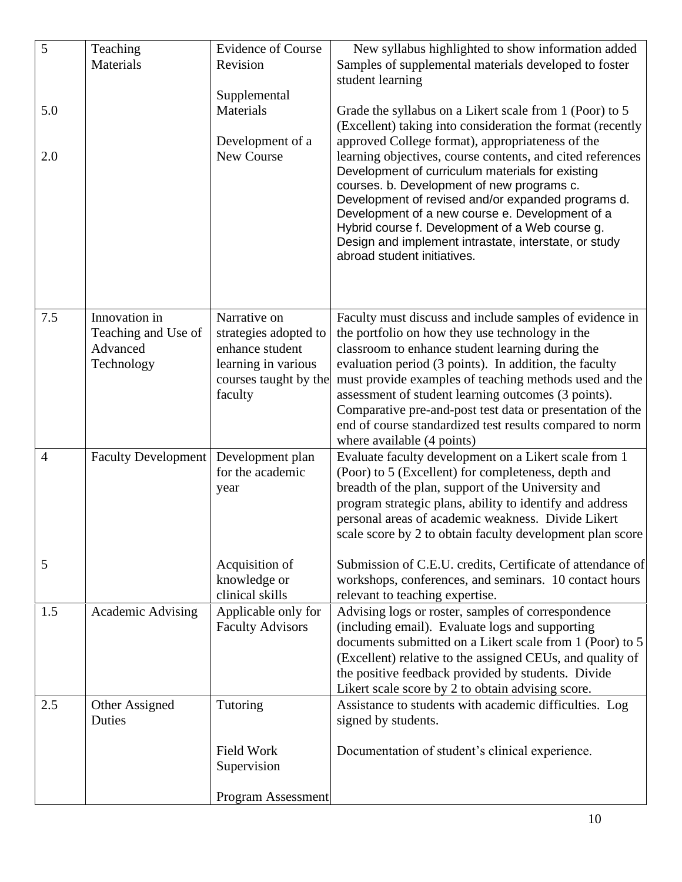| 5<br><br><br>5.0<br><br><br>2.0 | Teaching Materials | Evidence of Course Revision<br><br>Supplemental Materials<br><br>Development of a New Course | New syllabus highlighted to show information added Samples of supplemental materials developed to foster student learning<br><br>Grade the syllabus on a Likert scale from 1 (Poor) to 5 (Excellent) taking into consideration the format (recently approved College format), appropriateness of the learning objectives, course contents, and cited references Development of curriculum materials for existing courses. b. Development of new programs c. Development of revised and/or expanded programs d. Development of a new course e. Development of a Hybrid course f. Development of a Web course g. Design and implement intrastate, interstate, or study abroad student initiatives. |
|---|---|---|---|
| 7.5 | Innovation in Teaching and Use of Advanced Technology | Narrative on strategies adopted to enhance student learning in various courses taught by the faculty | Faculty must discuss and include samples of evidence in the portfolio on how they use technology in the classroom to enhance student learning during the evaluation period (3 points). In addition, the faculty must provide examples of teaching methods used and the assessment of student learning outcomes (3 points). Comparative pre-and-post test data or presentation of the end of course standardized test results compared to norm where available (4 points) |
| 4<br><br><br><br><br><br>5 | Faculty Development | Development plan for the academic year<br><br><br><br><br>Acquisition of knowledge or clinical skills | Evaluate faculty development on a Likert scale from 1 (Poor) to 5 (Excellent) for completeness, depth and breadth of the plan, support of the University and program strategic plans, ability to identify and address personal areas of academic weakness. Divide Likert scale score by 2 to obtain faculty development plan score<br><br>Submission of C.E.U. credits, Certificate of attendance of workshops, conferences, and seminars. 10 contact hours relevant to teaching expertise. |
| 1.5 | Academic Advising | Applicable only for Faculty Advisors | Advising logs or roster, samples of correspondence (including email). Evaluate logs and supporting documents submitted on a Likert scale from 1 (Poor) to 5 (Excellent) relative to the assigned CEUs, and quality of the positive feedback provided by students. Divide Likert scale score by 2 to obtain advising score. |
| 2.5 | Other Assigned Duties | Tutoring<br><br>Field Work Supervision<br><br>Program Assessment | Assistance to students with academic difficulties. Log signed by students.<br><br>Documentation of student's clinical experience. |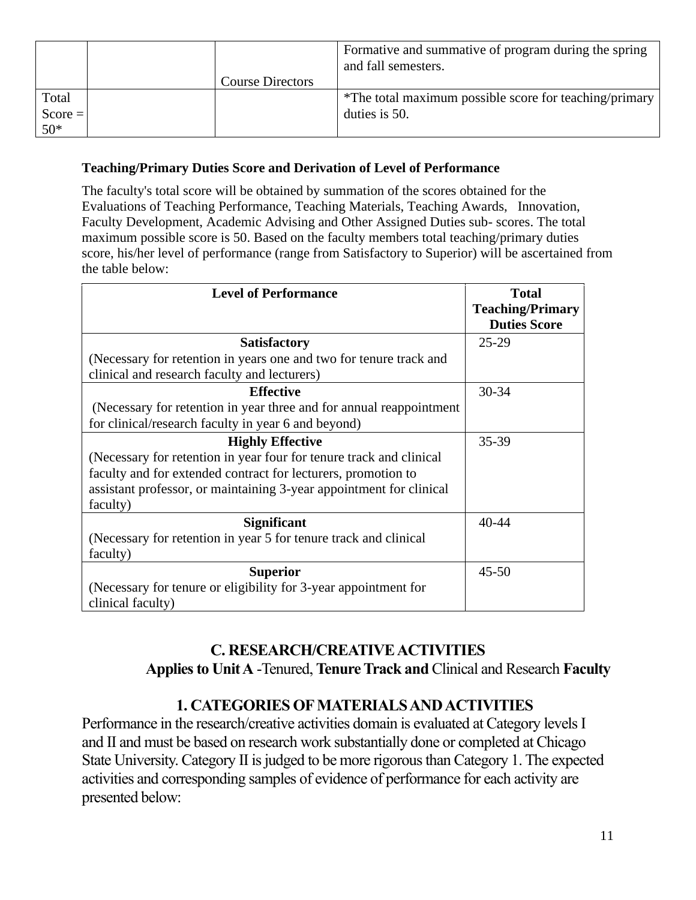| | | | |
|---|---|---|---|
| | | Course Directors | Formative and summative of program during the spring and fall semesters. |
| Total Score = 50* | | | *The total maximum possible score for teaching/primary duties is 50. |

**Teaching/Primary Duties Score and Derivation of Level of Performance**

The faculty's total score will be obtained by summation of the scores obtained for the Evaluations of Teaching Performance, Teaching Materials, Teaching Awards, Innovation, Faculty Development, Academic Advising and Other Assigned Duties sub- scores. The total maximum possible score is 50. Based on the faculty members total teaching/primary duties score, his/her level of performance (range from Satisfactory to Superior) will be ascertained from the table below:

| Level of Performance | Total Teaching/Primary Duties Score |
|---|---|
| **Satisfactory** (Necessary for retention in years one and two for tenure track and clinical and research faculty and lecturers) | 25-29 |
| **Effective** (Necessary for retention in year three and for annual reappointment for clinical/research faculty in year 6 and beyond) | 30-34 |
| **Highly Effective** (Necessary for retention in year four for tenure track and clinical faculty and for extended contract for lecturers, promotion to assistant professor, or maintaining 3-year appointment for clinical faculty) | 35-39 |
| **Significant** (Necessary for retention in year 5 for tenure track and clinical faculty) | 40-44 |
| **Superior** (Necessary for tenure or eligibility for 3-year appointment for clinical faculty) | 45-50 |

## C. RESEARCH/CREATIVE ACTIVITIES

**Applies to Unit A** -Tenured, **Tenure Track and** Clinical and Research **Faculty**

### 1. CATEGORIES OF MATERIALS AND ACTIVITIES

Performance in the research/creative activities domain is evaluated at Category levels I and II and must be based on research work substantially done or completed at Chicago State University. Category II is judged to be more rigorous than Category 1. The expected activities and corresponding samples of evidence of performance for each activity are presented below: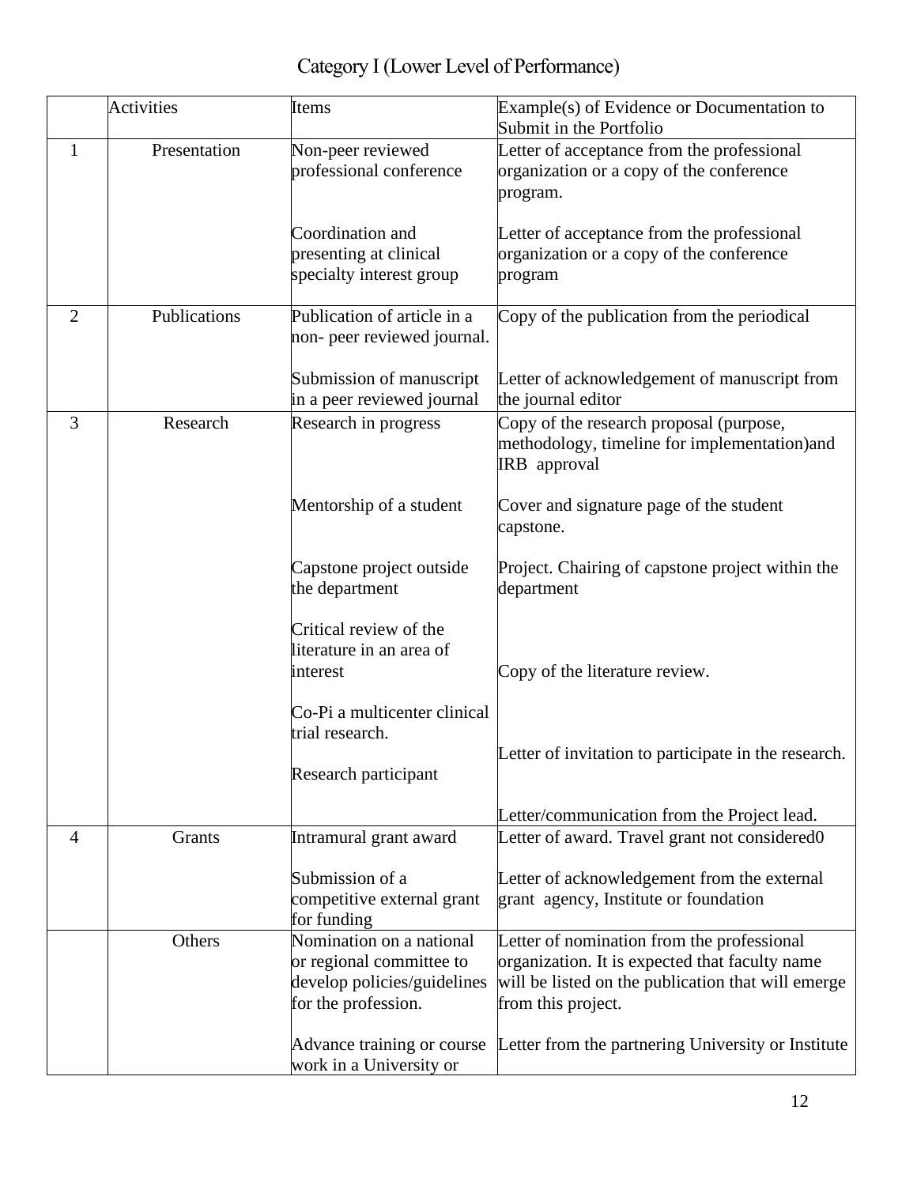# Category I (Lower Level of Performance)

| | Activities | Items | Example(s) of Evidence or Documentation to Submit in the Portfolio |
|---|---|---|---|
| 1 | Presentation | Non-peer reviewed professional conference | Letter of acceptance from the professional organization or a copy of the conference program. |
| | | Coordination and presenting at clinical specialty interest group | Letter of acceptance from the professional organization or a copy of the conference program |
| 2 | Publications | Publication of article in a non- peer reviewed journal. | Copy of the publication from the periodical |
| | | Submission of manuscript in a peer reviewed journal | Letter of acknowledgement of manuscript from the journal editor |
| 3 | Research | Research in progress | Copy of the research proposal (purpose, methodology, timeline for implementation)and IRB approval |
| | | Mentorship of a student | Cover and signature page of the student capstone. |
| | | Capstone project outside the department | Project. Chairing of capstone project within the department |
| | | Critical review of the literature in an area of interest | Copy of the literature review. |
| | | Co-Pi a multicenter clinical trial research. | Letter of invitation to participate in the research. |
| | | Research participant | Letter/communication from the Project lead. |
| 4 | Grants | Intramural grant award | Letter of award. Travel grant not considered0 |
| | | Submission of a competitive external grant for funding | Letter of acknowledgement from the external grant agency, Institute or foundation |
| | Others | Nomination on a national or regional committee to develop policies/guidelines for the profession. | Letter of nomination from the professional organization. It is expected that faculty name will be listed on the publication that will emerge from this project. |
| | | Advance training or course work in a University or | Letter from the partnering University or Institute |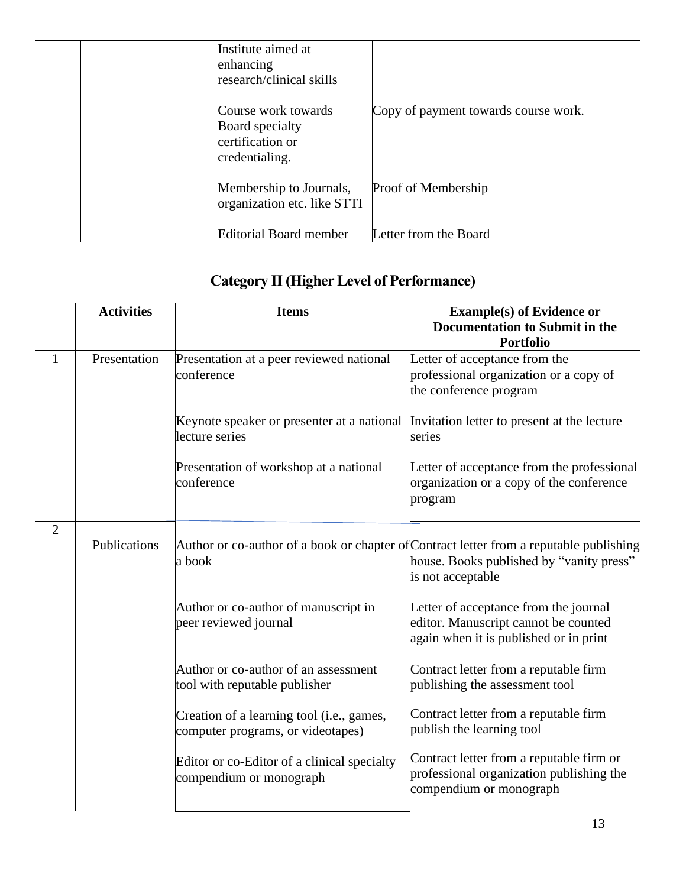| | | | |
|---|---|---|---|
| | | Institute aimed at enhancing research/clinical skills | |
| | | Course work towards Board specialty certification or credentialing. | Copy of payment towards course work. |
| | | Membership to Journals, organization etc. like STTI | Proof of Membership |
| | | Editorial Board member | Letter from the Board |

## Category II (Higher Level of Performance)

| | Activities | Items | Example(s) of Evidence or Documentation to Submit in the Portfolio |
|---|---|---|---|
| 1 | Presentation | Presentation at a peer reviewed national conference | Letter of acceptance from the professional organization or a copy of the conference program |
| | | Keynote speaker or presenter at a national lecture series | Invitation letter to present at the lecture series |
| | | Presentation of workshop at a national conference | Letter of acceptance from the professional organization or a copy of the conference program |
| 2 | Publications | Author or co-author of a book or chapter of a book | Contract letter from a reputable publishing house. Books published by "vanity press" is not acceptable |
| | | Author or co-author of manuscript in peer reviewed journal | Letter of acceptance from the journal editor. Manuscript cannot be counted again when it is published or in print |
| | | Author or co-author of an assessment tool with reputable publisher | Contract letter from a reputable firm publishing the assessment tool |
| | | Creation of a learning tool (i.e., games, computer programs, or videotapes) | Contract letter from a reputable firm publish the learning tool |
| | | Editor or co-Editor of a clinical specialty compendium or monograph | Contract letter from a reputable firm or professional organization publishing the compendium or monograph |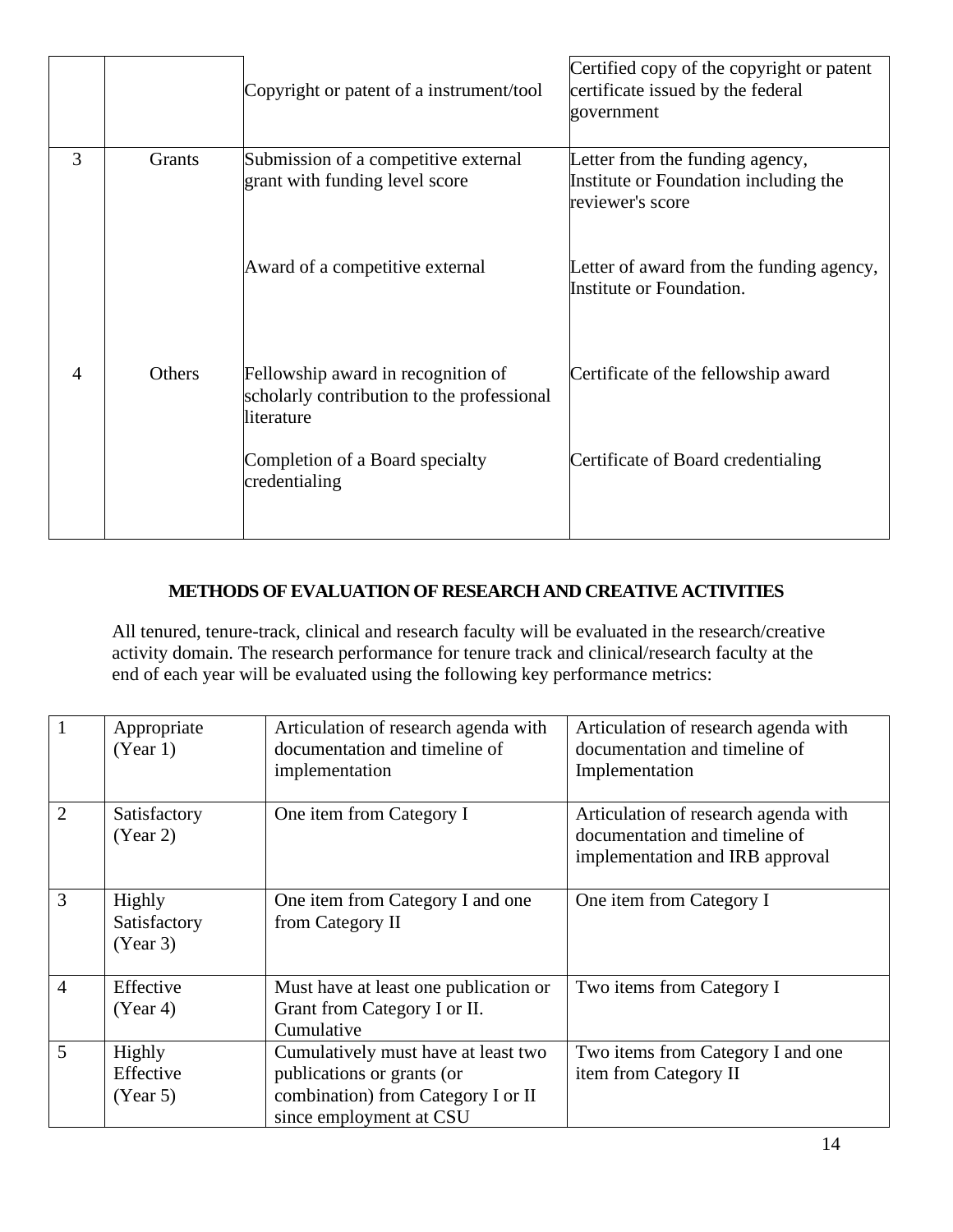| | | | |
|---|---|---|---|
| | | Copyright or patent of a instrument/tool | Certified copy of the copyright or patent certificate issued by the federal government |
| 3 | Grants | Submission of a competitive external grant with funding level score | Letter from the funding agency, Institute or Foundation including the reviewer's score |
| | | Award of a competitive external | Letter of award from the funding agency, Institute or Foundation. |
| 4 | Others | Fellowship award in recognition of scholarly contribution to the professional literature | Certificate of the fellowship award |
| | | Completion of a Board specialty credentialing | Certificate of Board credentialing |

### METHODS OF EVALUATION OF RESEARCH AND CREATIVE ACTIVITIES

All tenured, tenure-track, clinical and research faculty will be evaluated in the research/creative activity domain. The research performance for tenure track and clinical/research faculty at the end of each year will be evaluated using the following key performance metrics:

| | | | |
|---|---|---|---|
| 1 | Appropriate (Year 1) | Articulation of research agenda with documentation and timeline of implementation | Articulation of research agenda with documentation and timeline of Implementation |
| 2 | Satisfactory (Year 2) | One item from Category I | Articulation of research agenda with documentation and timeline of implementation and IRB approval |
| 3 | Highly Satisfactory (Year 3) | One item from Category I and one from Category II | One item from Category I |
| 4 | Effective (Year 4) | Must have at least one publication or Grant from Category I or II. Cumulative | Two items from Category I |
| 5 | Highly Effective (Year 5) | Cumulatively must have at least two publications or grants (or combination) from Category I or II since employment at CSU | Two items from Category I and one item from Category II |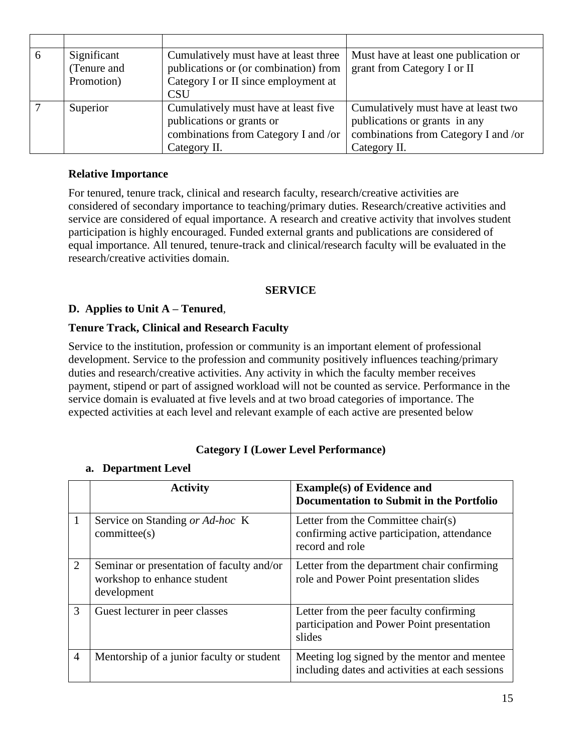| | | | |
|---|---|---|---|
| 6 | Significant (Tenure and Promotion) | Cumulatively must have at least three publications or (or combination) from Category I or II since employment at CSU | Must have at least one publication or grant from Category I or II |
| 7 | Superior | Cumulatively must have at least five publications or grants or combinations from Category I and /or Category II. | Cumulatively must have at least two publications or grants in any combinations from Category I and /or Category II. |

**Relative Importance**

For tenured, tenure track, clinical and research faculty, research/creative activities are considered of secondary importance to teaching/primary duties. Research/creative activities and service are considered of equal importance. A research and creative activity that involves student participation is highly encouraged. Funded external grants and publications are considered of equal importance. All tenured, tenure-track and clinical/research faculty will be evaluated in the research/creative activities domain.

## SERVICE

**D. Applies to Unit A – Tenured**,

**Tenure Track, Clinical and Research Faculty**

Service to the institution, profession or community is an important element of professional development. Service to the profession and community positively influences teaching/primary duties and research/creative activities. Any activity in which the faculty member receives payment, stipend or part of assigned workload will not be counted as service. Performance in the service domain is evaluated at five levels and at two broad categories of importance. The expected activities at each level and relevant example of each active are presented below

### Category I (Lower Level Performance)

**a. Department Level**

| | Activity | Example(s) of Evidence and Documentation to Submit in the Portfolio |
|---|---|---|
| 1 | Service on Standing *or Ad-hoc* K committee(s) | Letter from the Committee chair(s) confirming active participation, attendance record and role |
| 2 | Seminar or presentation of faculty and/or workshop to enhance student development | Letter from the department chair confirming role and Power Point presentation slides |
| 3 | Guest lecturer in peer classes | Letter from the peer faculty confirming participation and Power Point presentation slides |
| 4 | Mentorship of a junior faculty or student | Meeting log signed by the mentor and mentee including dates and activities at each sessions |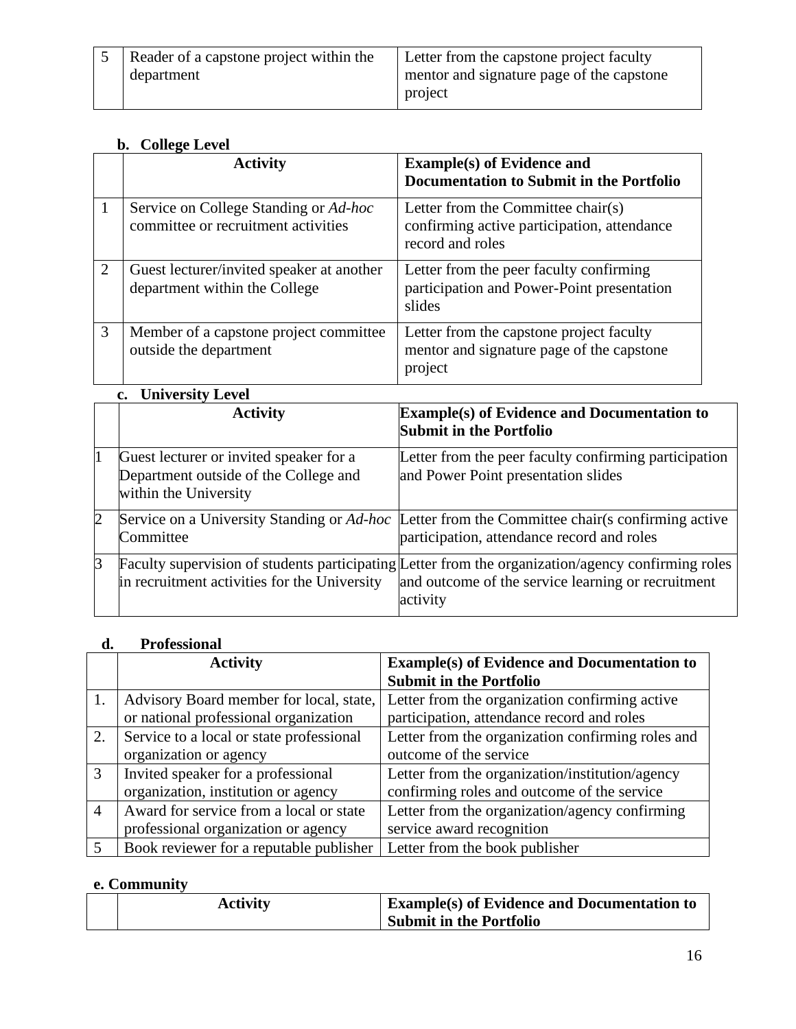| 5 | Reader of a capstone project within the department | Letter from the capstone project faculty mentor and signature page of the capstone project |
|---|---|---|

**b. College Level**

| | Activity | Example(s) of Evidence and Documentation to Submit in the Portfolio |
|---|---|---|
| 1 | Service on College Standing or *Ad-hoc* committee or recruitment activities | Letter from the Committee chair(s) confirming active participation, attendance record and roles |
| 2 | Guest lecturer/invited speaker at another department within the College | Letter from the peer faculty confirming participation and Power-Point presentation slides |
| 3 | Member of a capstone project committee outside the department | Letter from the capstone project faculty mentor and signature page of the capstone project |

**c. University Level**

| | Activity | Example(s) of Evidence and Documentation to Submit in the Portfolio |
|---|---|---|
| 1 | Guest lecturer or invited speaker for a Department outside of the College and within the University | Letter from the peer faculty confirming participation and Power Point presentation slides |
| 2 | Service on a University Standing or *Ad-hoc* Committee | Letter from the Committee chair(s confirming active participation, attendance record and roles |
| 3 | Faculty supervision of students participating in recruitment activities for the University | Letter from the organization/agency confirming roles and outcome of the service learning or recruitment activity |

**d. Professional**

| | Activity | Example(s) of Evidence and Documentation to Submit in the Portfolio |
|---|---|---|
| 1. | Advisory Board member for local, state, or national professional organization | Letter from the organization confirming active participation, attendance record and roles |
| 2. | Service to a local or state professional organization or agency | Letter from the organization confirming roles and outcome of the service |
| 3 | Invited speaker for a professional organization, institution or agency | Letter from the organization/institution/agency confirming roles and outcome of the service |
| 4 | Award for service from a local or state professional organization or agency | Letter from the organization/agency confirming service award recognition |
| 5 | Book reviewer for a reputable publisher | Letter from the book publisher |

**e. Community**

| | Activity | Example(s) of Evidence and Documentation to Submit in the Portfolio |
|---|---|---|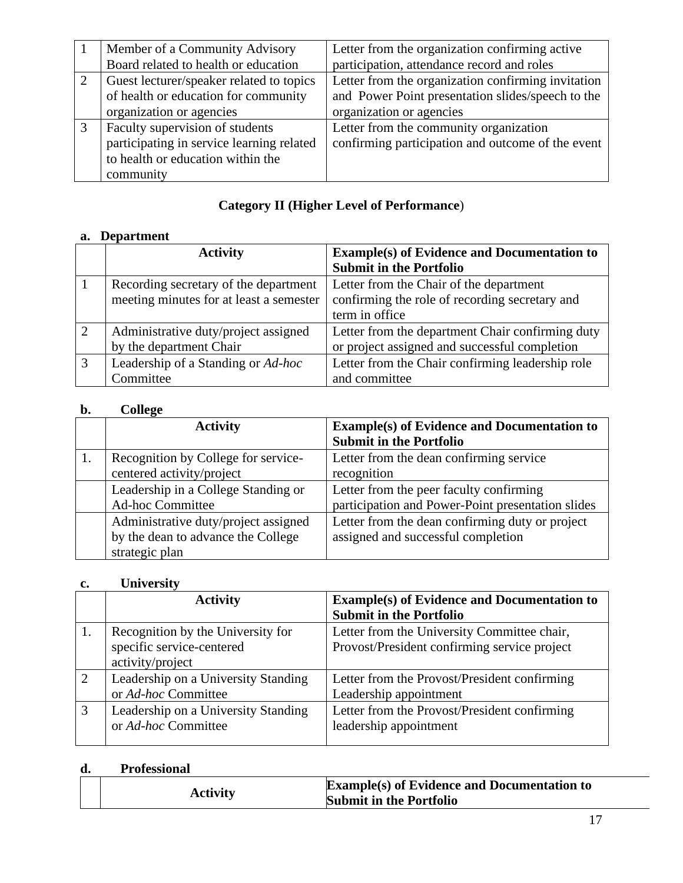| | | |
|---|---|---|
| 1 | Member of a Community Advisory Board related to health or education | Letter from the organization confirming active participation, attendance record and roles |
| 2 | Guest lecturer/speaker related to topics of health or education for community organization or agencies | Letter from the organization confirming invitation and Power Point presentation slides/speech to the organization or agencies |
| 3 | Faculty supervision of students participating in service learning related to health or education within the community | Letter from the community organization confirming participation and outcome of the event |

**Category II (Higher Level of Performance**)

**a. Department**

| | Activity | Example(s) of Evidence and Documentation to Submit in the Portfolio |
|---|---|---|
| 1 | Recording secretary of the department meeting minutes for at least a semester | Letter from the Chair of the department confirming the role of recording secretary and term in office |
| 2 | Administrative duty/project assigned by the department Chair | Letter from the department Chair confirming duty or project assigned and successful completion |
| 3 | Leadership of a Standing or *Ad-hoc* Committee | Letter from the Chair confirming leadership role and committee |

**b. College**

| | Activity | Example(s) of Evidence and Documentation to Submit in the Portfolio |
|---|---|---|
| 1. | Recognition by College for service-centered activity/project | Letter from the dean confirming service recognition |
| | Leadership in a College Standing or Ad-hoc Committee | Letter from the peer faculty confirming participation and Power-Point presentation slides |
| | Administrative duty/project assigned by the dean to advance the College strategic plan | Letter from the dean confirming duty or project assigned and successful completion |

**c. University**

| | Activity | Example(s) of Evidence and Documentation to Submit in the Portfolio |
|---|---|---|
| 1. | Recognition by the University for specific service-centered activity/project | Letter from the University Committee chair, Provost/President confirming service project |
| 2 | Leadership on a University Standing or *Ad-hoc* Committee | Letter from the Provost/President confirming Leadership appointment |
| 3 | Leadership on a University Standing or *Ad-hoc* Committee | Letter from the Provost/President confirming leadership appointment |

**d. Professional**

| | Activity | Example(s) of Evidence and Documentation to Submit in the Portfolio |
|---|---|---|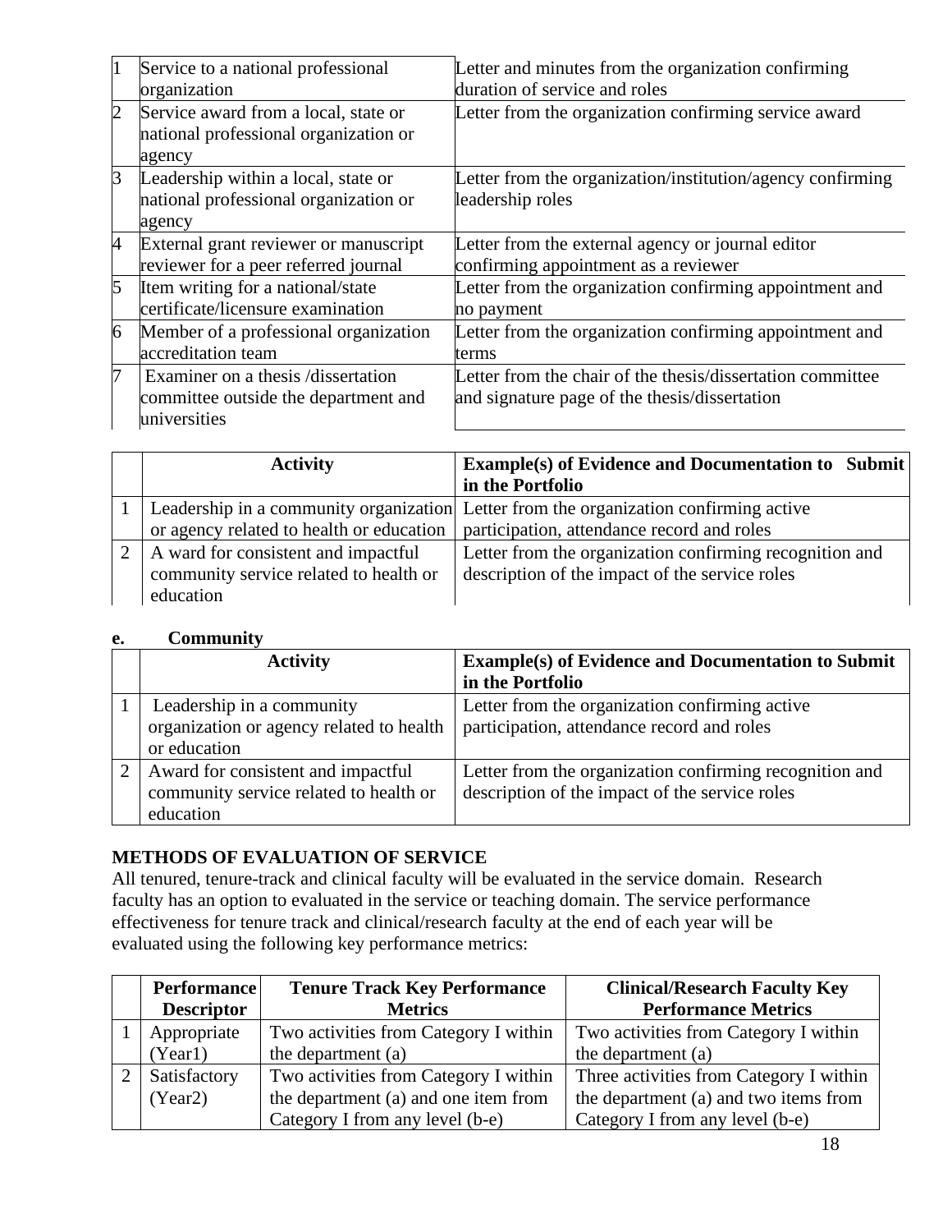| | | |
|---|---|---|
| 1 | Service to a national professional organization | Letter and minutes from the organization confirming duration of service and roles |
| 2 | Service award from a local, state or national professional organization or agency | Letter from the organization confirming service award |
| 3 | Leadership within a local, state or national professional organization or agency | Letter from the organization/institution/agency confirming leadership roles |
| 4 | External grant reviewer or manuscript reviewer for a peer referred journal | Letter from the external agency or journal editor confirming appointment as a reviewer |
| 5 | Item writing for a national/state certificate/licensure examination | Letter from the organization confirming appointment and no payment |
| 6 | Member of a professional organization accreditation team | Letter from the organization confirming appointment and terms |
| 7 | Examiner on a thesis /dissertation committee outside the department and universities | Letter from the chair of the thesis/dissertation committee and signature page of the thesis/dissertation |

| | Activity | Example(s) of Evidence and Documentation to Submit in the Portfolio |
|---|---|---|
| 1 | Leadership in a community organization or agency related to health or education | Letter from the organization confirming active participation, attendance record and roles |
| 2 | A ward for consistent and impactful community service related to health or education | Letter from the organization confirming recognition and description of the impact of the service roles |

**e. Community**

| | Activity | Example(s) of Evidence and Documentation to Submit in the Portfolio |
|---|---|---|
| 1 | Leadership in a community organization or agency related to health or education | Letter from the organization confirming active participation, attendance record and roles |
| 2 | Award for consistent and impactful community service related to health or education | Letter from the organization confirming recognition and description of the impact of the service roles |

**METHODS OF EVALUATION OF SERVICE**

All tenured, tenure-track and clinical faculty will be evaluated in the service domain. Research faculty has an option to evaluated in the service or teaching domain. The service performance effectiveness for tenure track and clinical/research faculty at the end of each year will be evaluated using the following key performance metrics:

| | Performance Descriptor | Tenure Track Key Performance Metrics | Clinical/Research Faculty Key Performance Metrics |
|---|---|---|---|
| 1 | Appropriate (Year1) | Two activities from Category I within the department (a) | Two activities from Category I within the department (a) |
| 2 | Satisfactory (Year2) | Two activities from Category I within the department (a) and one item from Category I from any level (b-e) | Three activities from Category I within the department (a) and two items from Category I from any level (b-e) |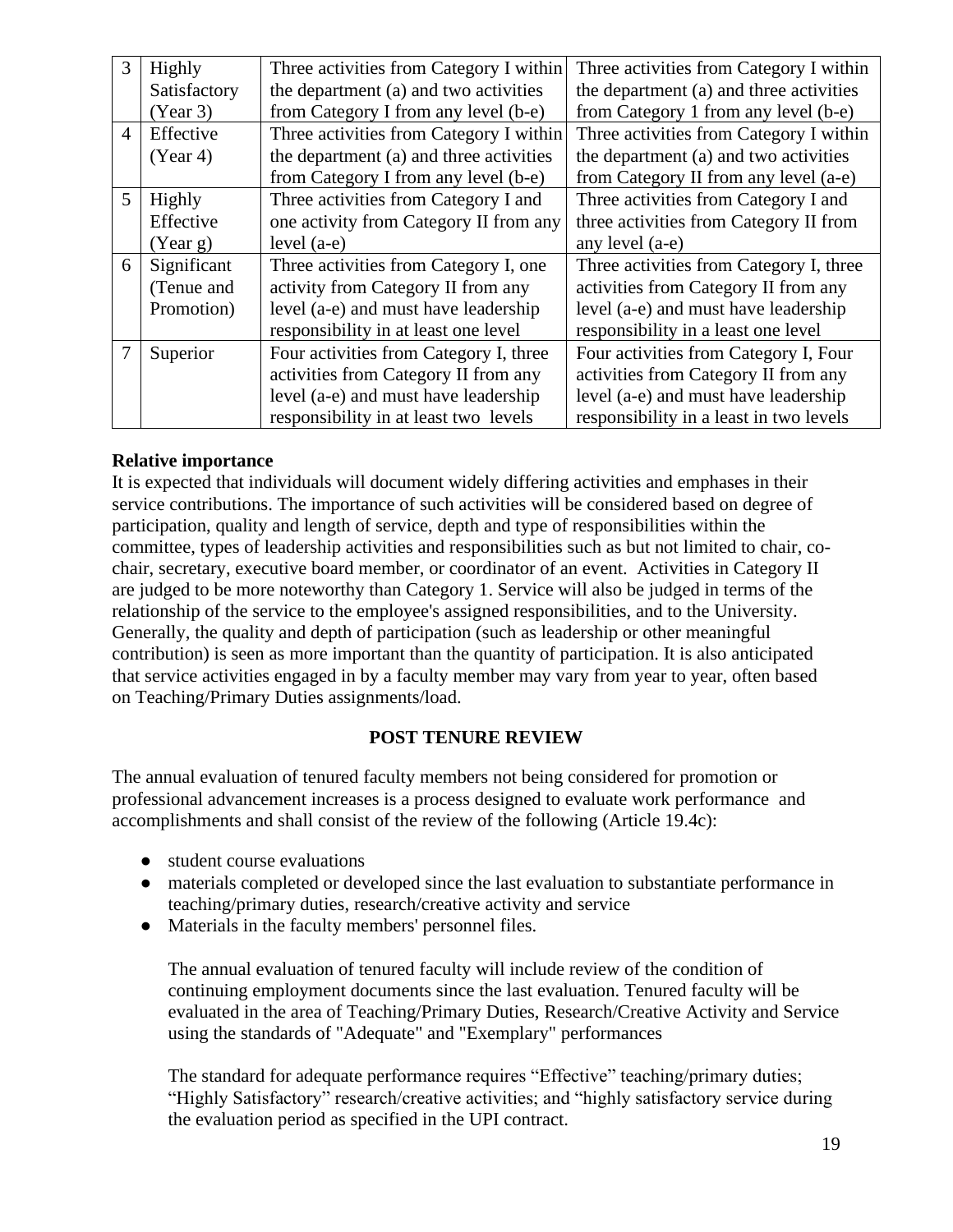| 3 | Highly Satisfactory (Year 3) | Three activities from Category I within the department (a) and two activities from Category I from any level (b-e) | Three activities from Category I within the department (a) and three activities from Category 1 from any level (b-e) |
|---|---|---|---|
| 4 | Effective (Year 4) | Three activities from Category I within the department (a) and three activities from Category I from any level (b-e) | Three activities from Category I within the department (a) and two activities from Category II from any level (a-e) |
| 5 | Highly Effective (Year g) | Three activities from Category I and one activity from Category II from any level (a-e) | Three activities from Category I and three activities from Category II from any level (a-e) |
| 6 | Significant (Tenue and Promotion) | Three activities from Category I, one activity from Category II from any level (a-e) and must have leadership responsibility in at least one level | Three activities from Category I, three activities from Category II from any level (a-e) and must have leadership responsibility in a least one level |
| 7 | Superior | Four activities from Category I, three activities from Category II from any level (a-e) and must have leadership responsibility in at least two levels | Four activities from Category I, Four activities from Category II from any level (a-e) and must have leadership responsibility in a least in two levels |

**Relative importance**

It is expected that individuals will document widely differing activities and emphases in their service contributions. The importance of such activities will be considered based on degree of participation, quality and length of service, depth and type of responsibilities within the committee, types of leadership activities and responsibilities such as but not limited to chair, co-chair, secretary, executive board member, or coordinator of an event. Activities in Category II are judged to be more noteworthy than Category 1. Service will also be judged in terms of the relationship of the service to the employee's assigned responsibilities, and to the University. Generally, the quality and depth of participation (such as leadership or other meaningful contribution) is seen as more important than the quantity of participation. It is also anticipated that service activities engaged in by a faculty member may vary from year to year, often based on Teaching/Primary Duties assignments/load.

## POST TENURE REVIEW

The annual evaluation of tenured faculty members not being considered for promotion or professional advancement increases is a process designed to evaluate work performance and accomplishments and shall consist of the review of the following (Article 19.4c):

- student course evaluations
- materials completed or developed since the last evaluation to substantiate performance in teaching/primary duties, research/creative activity and service
- Materials in the faculty members' personnel files.

The annual evaluation of tenured faculty will include review of the condition of continuing employment documents since the last evaluation. Tenured faculty will be evaluated in the area of Teaching/Primary Duties, Research/Creative Activity and Service using the standards of "Adequate" and "Exemplary" performances

The standard for adequate performance requires "Effective" teaching/primary duties; "Highly Satisfactory" research/creative activities; and "highly satisfactory service during the evaluation period as specified in the UPI contract.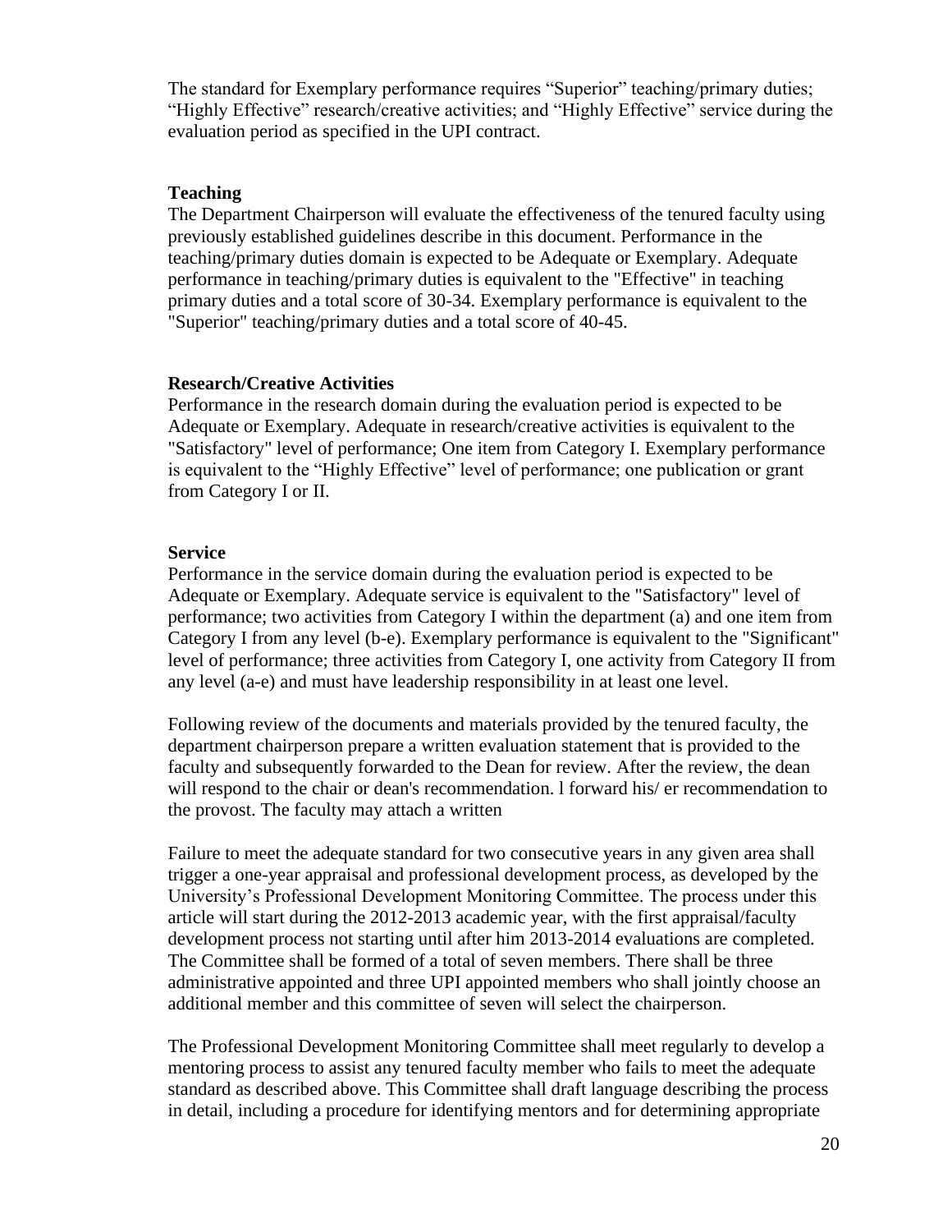The standard for Exemplary performance requires “Superior” teaching/primary duties; “Highly Effective” research/creative activities; and “Highly Effective” service during the evaluation period as specified in the UPI contract.

**Teaching**

The Department Chairperson will evaluate the effectiveness of the tenured faculty using previously established guidelines describe in this document. Performance in the teaching/primary duties domain is expected to be Adequate or Exemplary. Adequate performance in teaching/primary duties is equivalent to the "Effective" in teaching primary duties and a total score of 30-34. Exemplary performance is equivalent to the "Superior" teaching/primary duties and a total score of 40-45.

**Research/Creative Activities**

Performance in the research domain during the evaluation period is expected to be Adequate or Exemplary. Adequate in research/creative activities is equivalent to the "Satisfactory" level of performance; One item from Category I. Exemplary performance is equivalent to the “Highly Effective” level of performance; one publication or grant from Category I or II.

**Service**

Performance in the service domain during the evaluation period is expected to be Adequate or Exemplary. Adequate service is equivalent to the "Satisfactory" level of performance; two activities from Category I within the department (a) and one item from Category I from any level (b-e). Exemplary performance is equivalent to the "Significant" level of performance; three activities from Category I, one activity from Category II from any level (a-e) and must have leadership responsibility in at least one level.

Following review of the documents and materials provided by the tenured faculty, the department chairperson prepare a written evaluation statement that is provided to the faculty and subsequently forwarded to the Dean for review. After the review, the dean will respond to the chair or dean's recommendation. l forward his/ er recommendation to the provost. The faculty may attach a written

Failure to meet the adequate standard for two consecutive years in any given area shall trigger a one-year appraisal and professional development process, as developed by the University’s Professional Development Monitoring Committee. The process under this article will start during the 2012-2013 academic year, with the first appraisal/faculty development process not starting until after him 2013-2014 evaluations are completed. The Committee shall be formed of a total of seven members. There shall be three administrative appointed and three UPI appointed members who shall jointly choose an additional member and this committee of seven will select the chairperson.

The Professional Development Monitoring Committee shall meet regularly to develop a mentoring process to assist any tenured faculty member who fails to meet the adequate standard as described above. This Committee shall draft language describing the process in detail, including a procedure for identifying mentors and for determining appropriate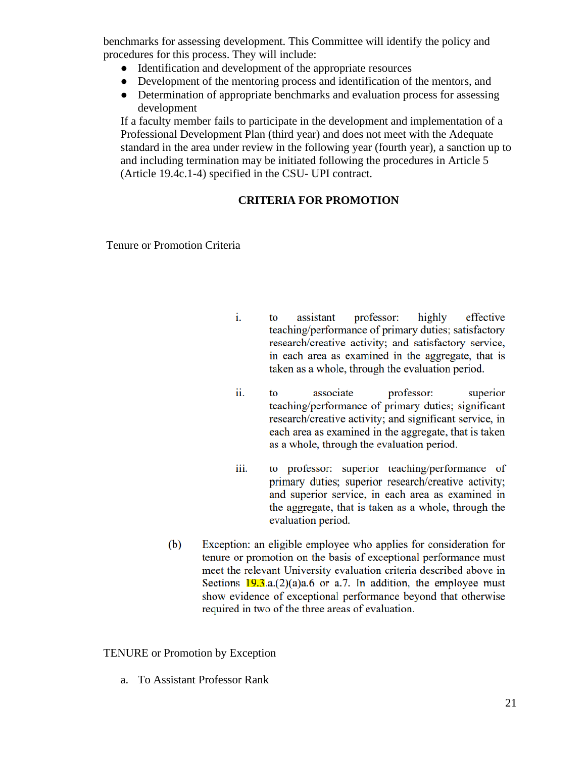benchmarks for assessing development. This Committee will identify the policy and procedures for this process. They will include:

- Identification and development of the appropriate resources
- Development of the mentoring process and identification of the mentors, and
- Determination of appropriate benchmarks and evaluation process for assessing development

If a faculty member fails to participate in the development and implementation of a Professional Development Plan (third year) and does not meet with the Adequate standard in the area under review in the following year (fourth year), a sanction up to and including termination may be initiated following the procedures in Article 5 (Article 19.4c.1-4) specified in the CSU- UPI contract.

## CRITERIA FOR PROMOTION

Tenure or Promotion Criteria

i. to assistant professor: highly effective teaching/performance of primary duties; satisfactory research/creative activity; and satisfactory service, in each area as examined in the aggregate, that is taken as a whole, through the evaluation period.

ii. to associate professor: superior teaching/performance of primary duties; significant research/creative activity; and significant service, in each area as examined in the aggregate, that is taken as a whole, through the evaluation period.

iii. to professor: superior teaching/performance of primary duties; superior research/creative activity; and superior service, in each area as examined in the aggregate, that is taken as a whole, through the evaluation period.

(b) Exception: an eligible employee who applies for consideration for tenure or promotion on the basis of exceptional performance must meet the relevant University evaluation criteria described above in Sections 19.3.a.(2)(a)a.6 or a.7. In addition, the employee must show evidence of exceptional performance beyond that otherwise required in two of the three areas of evaluation.

TENURE or Promotion by Exception

a. To Assistant Professor Rank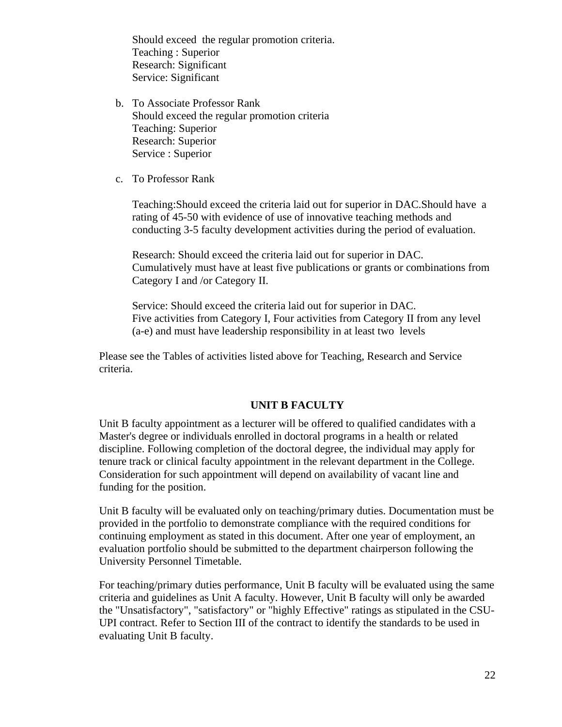Should exceed the regular promotion criteria.
Teaching : Superior
Research: Significant
Service: Significant

b. To Associate Professor Rank
Should exceed the regular promotion criteria
Teaching: Superior
Research: Superior
Service : Superior

c. To Professor Rank

Teaching:Should exceed the criteria laid out for superior in DAC.Should have a rating of 45-50 with evidence of use of innovative teaching methods and conducting 3-5 faculty development activities during the period of evaluation.

Research: Should exceed the criteria laid out for superior in DAC. Cumulatively must have at least five publications or grants or combinations from Category I and /or Category II.

Service: Should exceed the criteria laid out for superior in DAC. Five activities from Category I, Four activities from Category II from any level (a-e) and must have leadership responsibility in at least two levels

Please see the Tables of activities listed above for Teaching, Research and Service criteria.

## UNIT B FACULTY

Unit B faculty appointment as a lecturer will be offered to qualified candidates with a Master's degree or individuals enrolled in doctoral programs in a health or related discipline. Following completion of the doctoral degree, the individual may apply for tenure track or clinical faculty appointment in the relevant department in the College. Consideration for such appointment will depend on availability of vacant line and funding for the position.

Unit B faculty will be evaluated only on teaching/primary duties. Documentation must be provided in the portfolio to demonstrate compliance with the required conditions for continuing employment as stated in this document. After one year of employment, an evaluation portfolio should be submitted to the department chairperson following the University Personnel Timetable.

For teaching/primary duties performance, Unit B faculty will be evaluated using the same criteria and guidelines as Unit A faculty. However, Unit B faculty will only be awarded the "Unsatisfactory", "satisfactory" or "highly Effective" ratings as stipulated in the CSU-UPI contract. Refer to Section III of the contract to identify the standards to be used in evaluating Unit B faculty.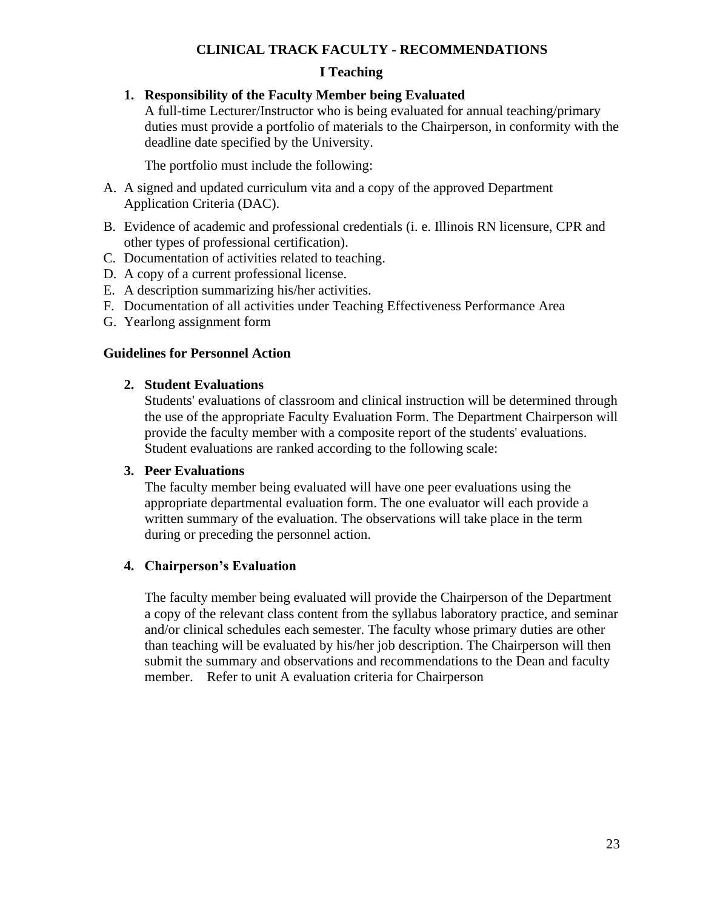## CLINICAL TRACK FACULTY - RECOMMENDATIONS

### I Teaching

1. **Responsibility of the Faculty Member being Evaluated**

   A full-time Lecturer/Instructor who is being evaluated for annual teaching/primary duties must provide a portfolio of materials to the Chairperson, in conformity with the deadline date specified by the University.

   The portfolio must include the following:

A. A signed and updated curriculum vita and a copy of the approved Department Application Criteria (DAC).
B. Evidence of academic and professional credentials (i. e. Illinois RN licensure, CPR and other types of professional certification).
C. Documentation of activities related to teaching.
D. A copy of a current professional license.
E. A description summarizing his/her activities.
F. Documentation of all activities under Teaching Effectiveness Performance Area
G. Yearlong assignment form

**Guidelines for Personnel Action**

2. **Student Evaluations**

   Students' evaluations of classroom and clinical instruction will be determined through the use of the appropriate Faculty Evaluation Form. The Department Chairperson will provide the faculty member with a composite report of the students' evaluations. Student evaluations are ranked according to the following scale:

3. **Peer Evaluations**

   The faculty member being evaluated will have one peer evaluations using the appropriate departmental evaluation form. The one evaluator will each provide a written summary of the evaluation. The observations will take place in the term during or preceding the personnel action.

4. **Chairperson's Evaluation**

   The faculty member being evaluated will provide the Chairperson of the Department a copy of the relevant class content from the syllabus laboratory practice, and seminar and/or clinical schedules each semester. The faculty whose primary duties are other than teaching will be evaluated by his/her job description. The Chairperson will then submit the summary and observations and recommendations to the Dean and faculty member. Refer to unit A evaluation criteria for Chairperson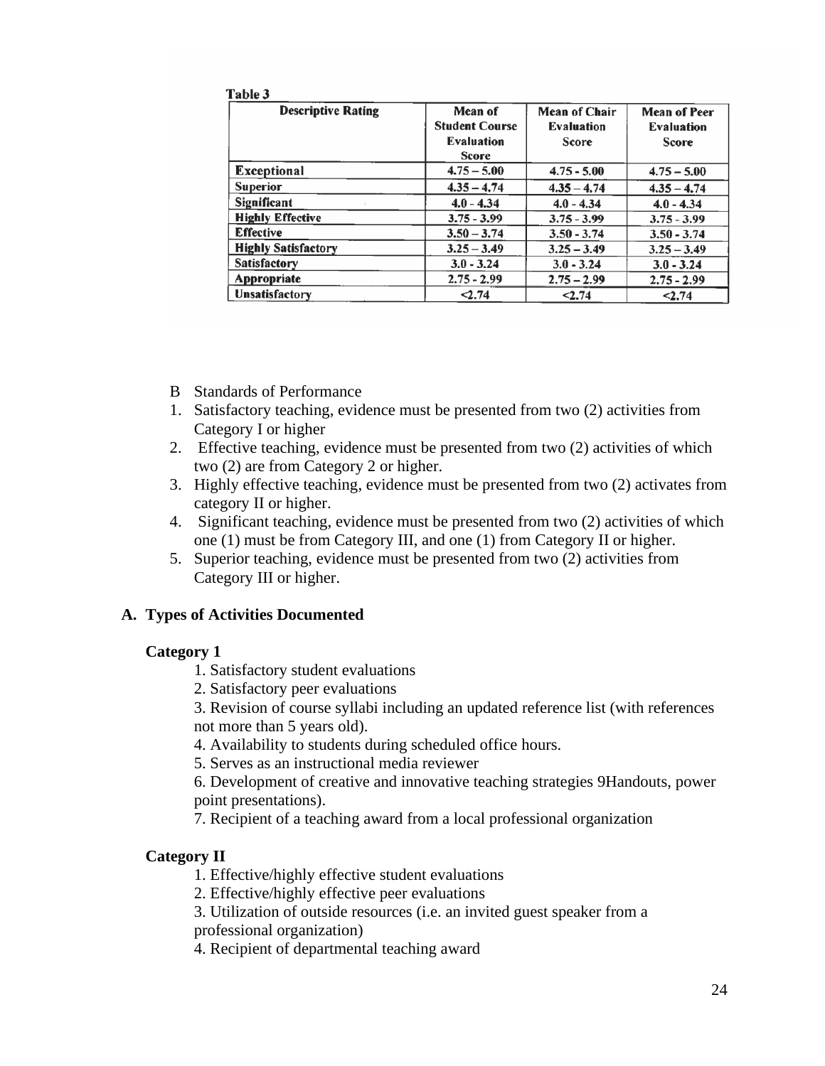Table 3

| Descriptive Rating | Mean of Student Course Evaluation Score | Mean of Chair Evaluation Score | Mean of Peer Evaluation Score |
|---|---|---|---|
| Exceptional | 4.75 – 5.00 | 4.75 - 5.00 | 4.75 – 5.00 |
| Superior | 4.35 – 4.74 | 4.35 – 4.74 | 4.35 – 4.74 |
| Significant | 4.0 - 4.34 | 4.0 - 4.34 | 4.0 - 4.34 |
| Highly Effective | 3.75 - 3.99 | 3.75 - 3.99 | 3.75 - 3.99 |
| Effective | 3.50 – 3.74 | 3.50 - 3.74 | 3.50 - 3.74 |
| Highly Satisfactory | 3.25 – 3.49 | 3.25 – 3.49 | 3.25 – 3.49 |
| Satisfactory | 3.0 - 3.24 | 3.0 - 3.24 | 3.0 - 3.24 |
| Appropriate | 2.75 - 2.99 | 2.75 – 2.99 | 2.75 - 2.99 |
| Unsatisfactory | <2.74 | <2.74 | <2.74 |

B Standards of Performance

1. Satisfactory teaching, evidence must be presented from two (2) activities from Category I or higher
2. Effective teaching, evidence must be presented from two (2) activities of which two (2) are from Category 2 or higher.
3. Highly effective teaching, evidence must be presented from two (2) activates from category II or higher.
4. Significant teaching, evidence must be presented from two (2) activities of which one (1) must be from Category III, and one (1) from Category II or higher.
5. Superior teaching, evidence must be presented from two (2) activities from Category III or higher.

**A. Types of Activities Documented**

**Category 1**

1. Satisfactory student evaluations
2. Satisfactory peer evaluations
3. Revision of course syllabi including an updated reference list (with references not more than 5 years old).
4. Availability to students during scheduled office hours.
5. Serves as an instructional media reviewer
6. Development of creative and innovative teaching strategies 9Handouts, power point presentations).
7. Recipient of a teaching award from a local professional organization

**Category II**

1. Effective/highly effective student evaluations
2. Effective/highly effective peer evaluations
3. Utilization of outside resources (i.e. an invited guest speaker from a professional organization)
4. Recipient of departmental teaching award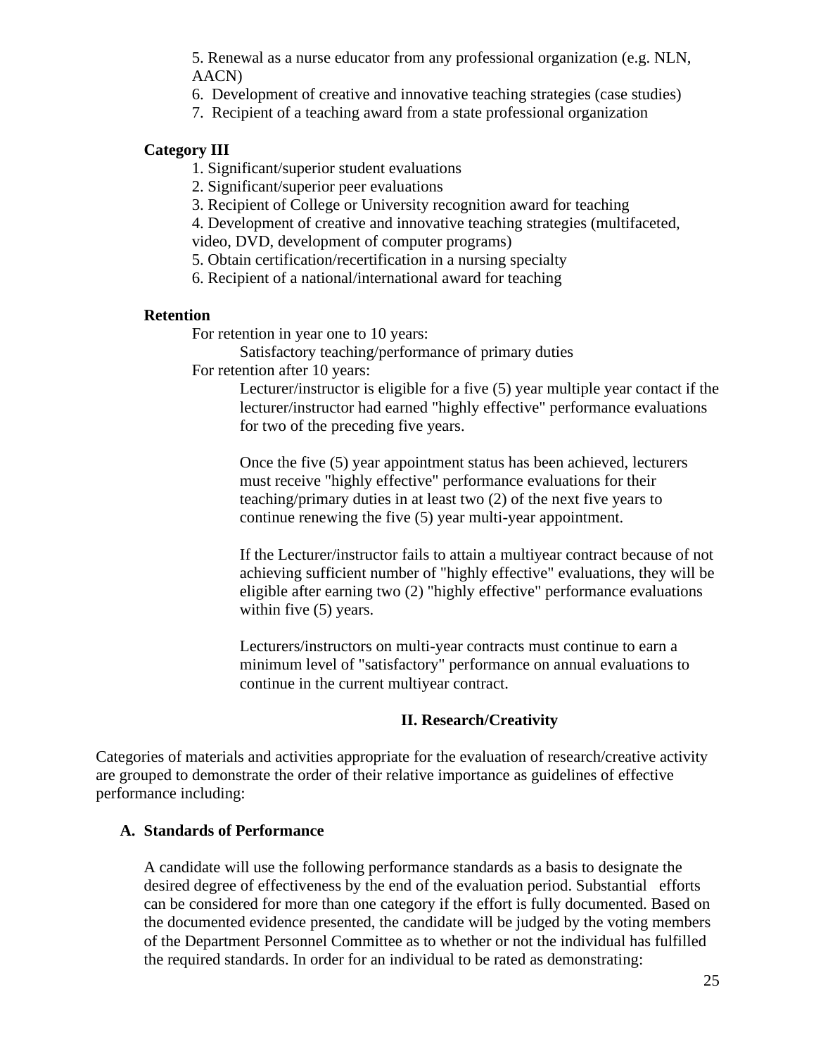5. Renewal as a nurse educator from any professional organization (e.g. NLN, AACN)
6. Development of creative and innovative teaching strategies (case studies)
7. Recipient of a teaching award from a state professional organization

**Category III**

1. Significant/superior student evaluations
2. Significant/superior peer evaluations
3. Recipient of College or University recognition award for teaching
4. Development of creative and innovative teaching strategies (multifaceted, video, DVD, development of computer programs)
5. Obtain certification/recertification in a nursing specialty
6. Recipient of a national/international award for teaching

**Retention**

For retention in year one to 10 years:

Satisfactory teaching/performance of primary duties

For retention after 10 years:

Lecturer/instructor is eligible for a five (5) year multiple year contact if the lecturer/instructor had earned "highly effective" performance evaluations for two of the preceding five years.

Once the five (5) year appointment status has been achieved, lecturers must receive "highly effective" performance evaluations for their teaching/primary duties in at least two (2) of the next five years to continue renewing the five (5) year multi-year appointment.

If the Lecturer/instructor fails to attain a multiyear contract because of not achieving sufficient number of "highly effective" evaluations, they will be eligible after earning two (2) "highly effective" performance evaluations within five (5) years.

Lecturers/instructors on multi-year contracts must continue to earn a minimum level of "satisfactory" performance on annual evaluations to continue in the current multiyear contract.

## II. Research/Creativity

Categories of materials and activities appropriate for the evaluation of research/creative activity are grouped to demonstrate the order of their relative importance as guidelines of effective performance including:

### A. Standards of Performance

A candidate will use the following performance standards as a basis to designate the desired degree of effectiveness by the end of the evaluation period. Substantial efforts can be considered for more than one category if the effort is fully documented. Based on the documented evidence presented, the candidate will be judged by the voting members of the Department Personnel Committee as to whether or not the individual has fulfilled the required standards. In order for an individual to be rated as demonstrating: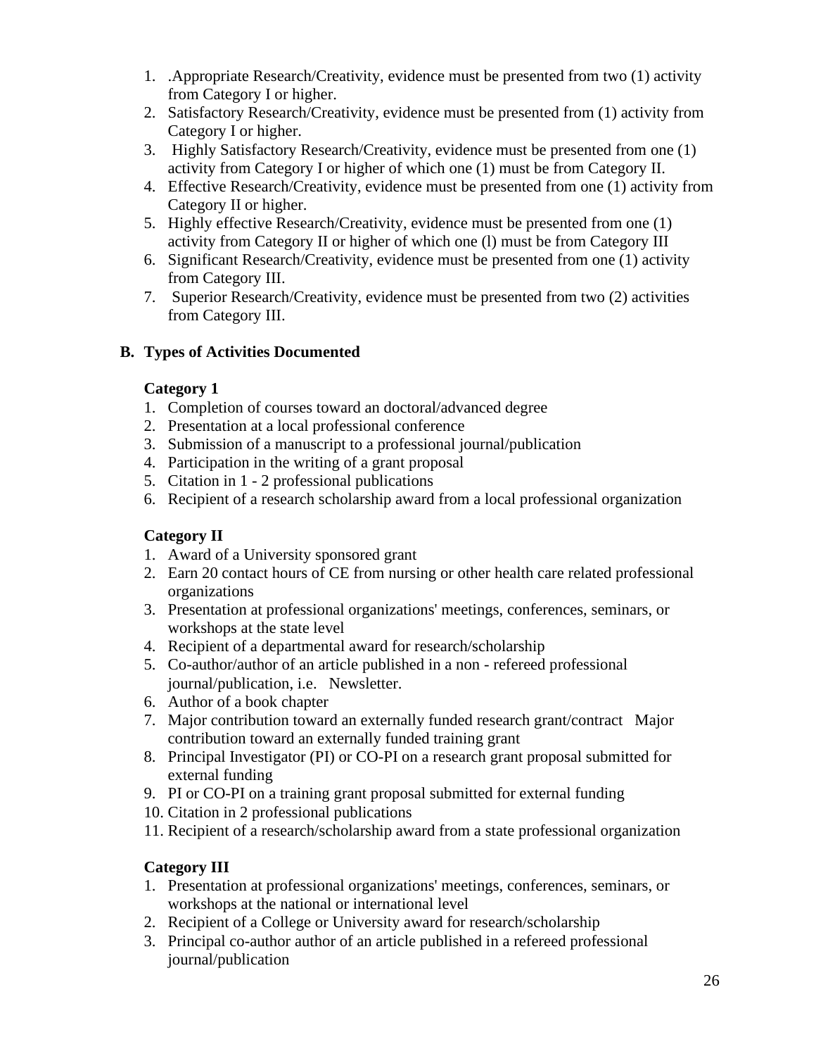1. .Appropriate Research/Creativity, evidence must be presented from two (1) activity from Category I or higher.
2. Satisfactory Research/Creativity, evidence must be presented from (1) activity from Category I or higher.
3. Highly Satisfactory Research/Creativity, evidence must be presented from one (1) activity from Category I or higher of which one (1) must be from Category II.
4. Effective Research/Creativity, evidence must be presented from one (1) activity from Category II or higher.
5. Highly effective Research/Creativity, evidence must be presented from one (1) activity from Category II or higher of which one (l) must be from Category III
6. Significant Research/Creativity, evidence must be presented from one (1) activity from Category III.
7. Superior Research/Creativity, evidence must be presented from two (2) activities from Category III.

## B. Types of Activities Documented

**Category 1**

1. Completion of courses toward an doctoral/advanced degree
2. Presentation at a local professional conference
3. Submission of a manuscript to a professional journal/publication
4. Participation in the writing of a grant proposal
5. Citation in 1 - 2 professional publications
6. Recipient of a research scholarship award from a local professional organization

**Category II**

1. Award of a University sponsored grant
2. Earn 20 contact hours of CE from nursing or other health care related professional organizations
3. Presentation at professional organizations' meetings, conferences, seminars, or workshops at the state level
4. Recipient of a departmental award for research/scholarship
5. Co-author/author of an article published in a non - refereed professional journal/publication, i.e. Newsletter.
6. Author of a book chapter
7. Major contribution toward an externally funded research grant/contract Major contribution toward an externally funded training grant
8. Principal Investigator (PI) or CO-PI on a research grant proposal submitted for external funding
9. PI or CO-PI on a training grant proposal submitted for external funding
10. Citation in 2 professional publications
11. Recipient of a research/scholarship award from a state professional organization

**Category III**

1. Presentation at professional organizations' meetings, conferences, seminars, or workshops at the national or international level
2. Recipient of a College or University award for research/scholarship
3. Principal co-author author of an article published in a refereed professional journal/publication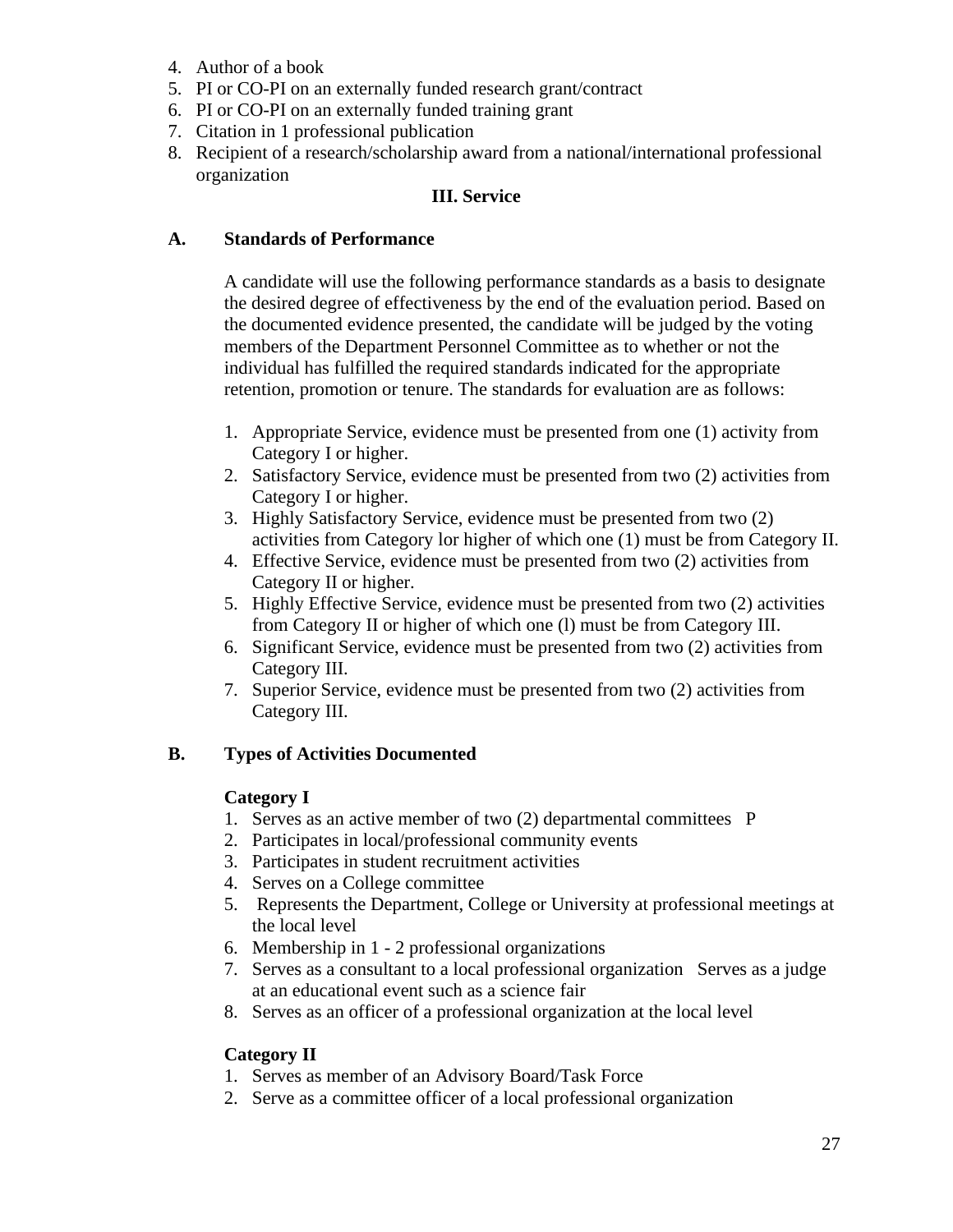4. Author of a book
5. PI or CO-PI on an externally funded research grant/contract
6. PI or CO-PI on an externally funded training grant
7. Citation in 1 professional publication
8. Recipient of a research/scholarship award from a national/international professional organization

## III. Service

### A. Standards of Performance

A candidate will use the following performance standards as a basis to designate the desired degree of effectiveness by the end of the evaluation period. Based on the documented evidence presented, the candidate will be judged by the voting members of the Department Personnel Committee as to whether or not the individual has fulfilled the required standards indicated for the appropriate retention, promotion or tenure. The standards for evaluation are as follows:

1. Appropriate Service, evidence must be presented from one (1) activity from Category I or higher.
2. Satisfactory Service, evidence must be presented from two (2) activities from Category I or higher.
3. Highly Satisfactory Service, evidence must be presented from two (2) activities from Category lor higher of which one (1) must be from Category II.
4. Effective Service, evidence must be presented from two (2) activities from Category II or higher.
5. Highly Effective Service, evidence must be presented from two (2) activities from Category II or higher of which one (l) must be from Category III.
6. Significant Service, evidence must be presented from two (2) activities from Category III.
7. Superior Service, evidence must be presented from two (2) activities from Category III.

### B. Types of Activities Documented

**Category I**

1. Serves as an active member of two (2) departmental committees P
2. Participates in local/professional community events
3. Participates in student recruitment activities
4. Serves on a College committee
5. Represents the Department, College or University at professional meetings at the local level
6. Membership in 1 - 2 professional organizations
7. Serves as a consultant to a local professional organization Serves as a judge at an educational event such as a science fair
8. Serves as an officer of a professional organization at the local level

**Category II**

1. Serves as member of an Advisory Board/Task Force
2. Serve as a committee officer of a local professional organization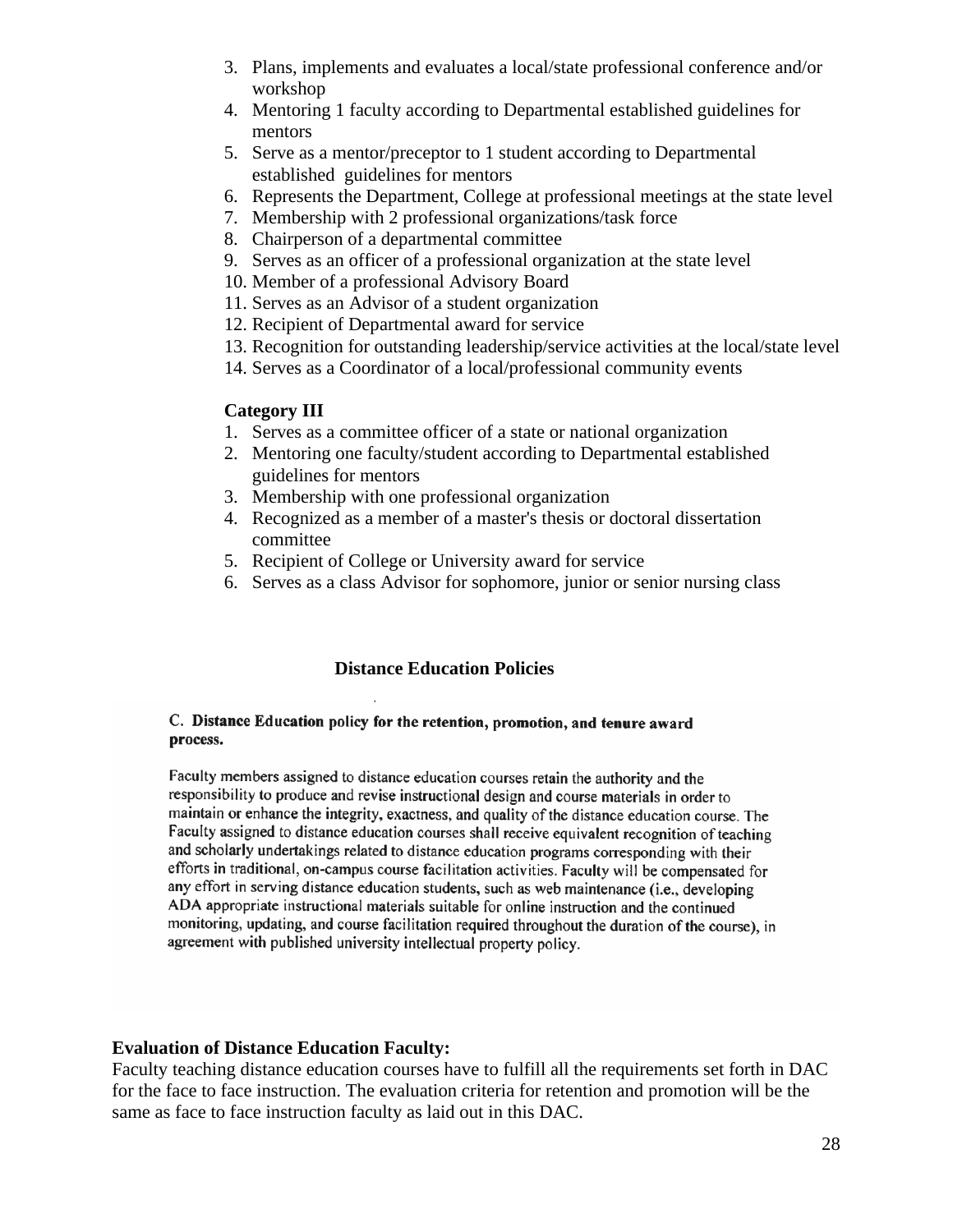3. Plans, implements and evaluates a local/state professional conference and/or workshop
4. Mentoring 1 faculty according to Departmental established guidelines for mentors
5. Serve as a mentor/preceptor to 1 student according to Departmental established guidelines for mentors
6. Represents the Department, College at professional meetings at the state level
7. Membership with 2 professional organizations/task force
8. Chairperson of a departmental committee
9. Serves as an officer of a professional organization at the state level
10. Member of a professional Advisory Board
11. Serves as an Advisor of a student organization
12. Recipient of Departmental award for service
13. Recognition for outstanding leadership/service activities at the local/state level
14. Serves as a Coordinator of a local/professional community events

**Category III**

1. Serves as a committee officer of a state or national organization
2. Mentoring one faculty/student according to Departmental established guidelines for mentors
3. Membership with one professional organization
4. Recognized as a member of a master's thesis or doctoral dissertation committee
5. Recipient of College or University award for service
6. Serves as a class Advisor for sophomore, junior or senior nursing class

## Distance Education Policies

**C. Distance Education policy for the retention, promotion, and tenure award process.**

Faculty members assigned to distance education courses retain the authority and the responsibility to produce and revise instructional design and course materials in order to maintain or enhance the integrity, exactness, and quality of the distance education course. The Faculty assigned to distance education courses shall receive equivalent recognition of teaching and scholarly undertakings related to distance education programs corresponding with their efforts in traditional, on-campus course facilitation activities. Faculty will be compensated for any effort in serving distance education students, such as web maintenance (i.e., developing ADA appropriate instructional materials suitable for online instruction and the continued monitoring, updating, and course facilitation required throughout the duration of the course), in agreement with published university intellectual property policy.

**Evaluation of Distance Education Faculty:**

Faculty teaching distance education courses have to fulfill all the requirements set forth in DAC for the face to face instruction. The evaluation criteria for retention and promotion will be the same as face to face instruction faculty as laid out in this DAC.